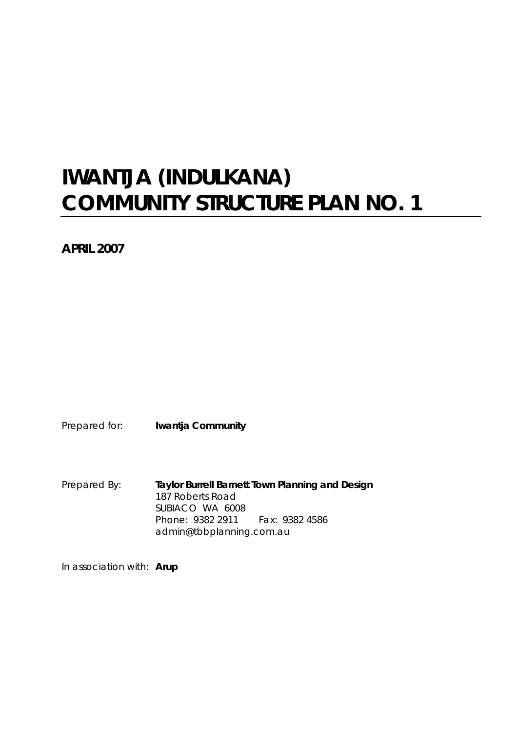# IWANTJA (INDULKANA) COMMUNITY STRUCTURE PLAN NO. 1

**APRIL 2007**

*Prepared for:* **Iwantja Community**

*Prepared By:* **Taylor Burrell Barnett Town Planning and Design**
187 Roberts Road
SUBIACO WA 6008
Phone: 9382 2911 Fax: 9382 4586
admin@tbbplanning.com.au

*In association with:* **Arup**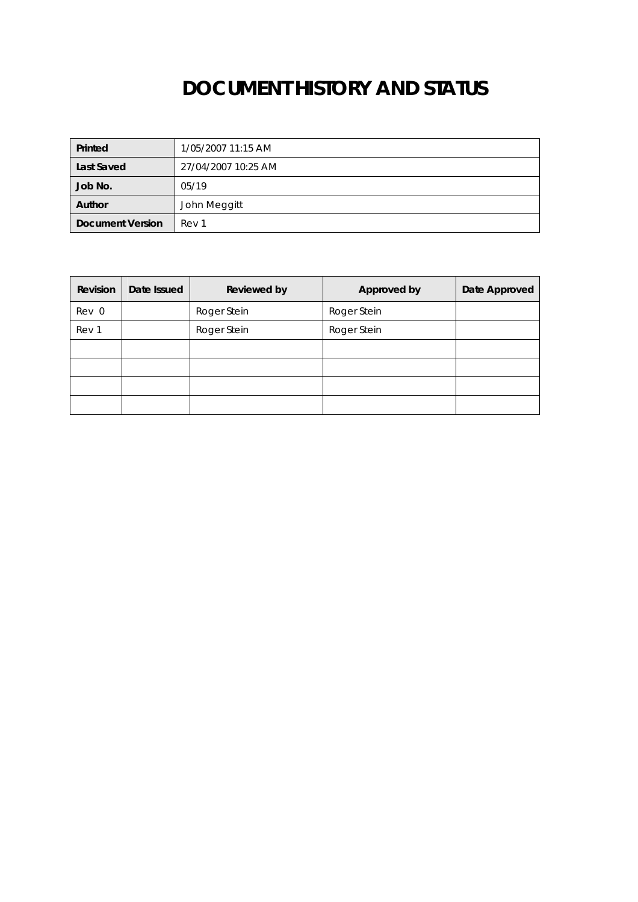# DOCUMENT HISTORY AND STATUS

| **Printed** | 1/05/2007 11:15 AM |
|---|---|
| **Last Saved** | 27/04/2007 10:25 AM |
| **Job No.** | 05/19 |
| **Author** | John Meggitt |
| **Document Version** | Rev 1 |

| Revision | Date Issued | Reviewed by | Approved by | Date Approved |
|---|---|---|---|---|
| Rev 0 | | Roger Stein | Roger Stein | |
| Rev 1 | | Roger Stein | Roger Stein | |
| | | | | |
| | | | | |
| | | | | |
| | | | | |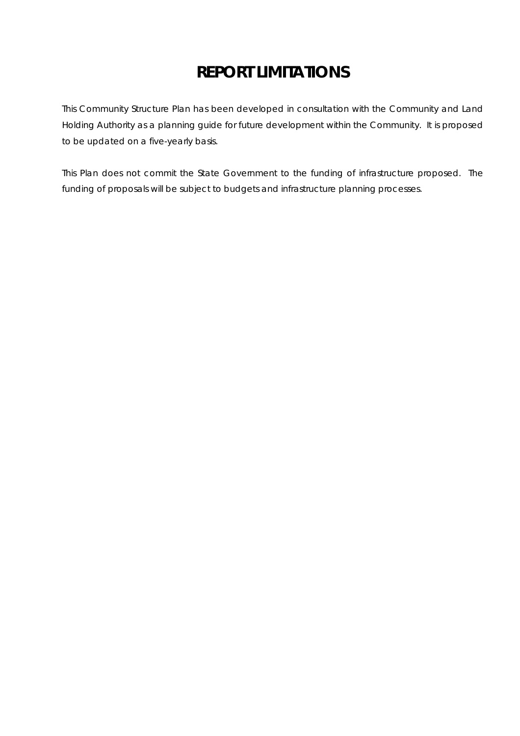# REPORT LIMITATIONS

This Community Structure Plan has been developed in consultation with the Community and Land Holding Authority as a planning guide for future development within the Community. It is proposed to be updated on a five-yearly basis.

This Plan does not commit the State Government to the funding of infrastructure proposed. The funding of proposals will be subject to budgets and infrastructure planning processes.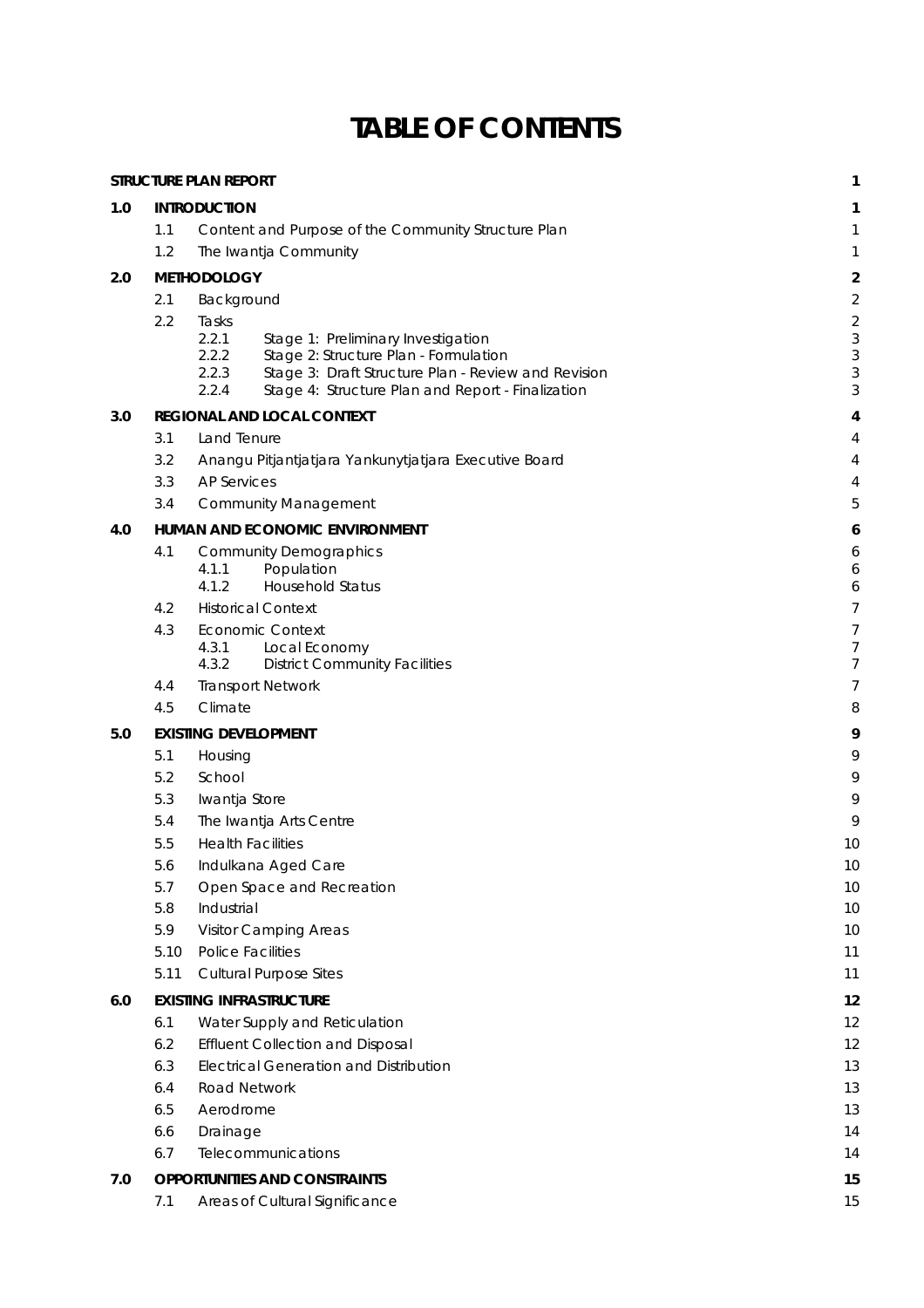# TABLE OF CONTENTS

| | | | |
|---|---|---|---|
| **STRUCTURE PLAN REPORT** | | | **1** |
| **1.0** | **INTRODUCTION** | | **1** |
| | 1.1 | Content and Purpose of the Community Structure Plan | 1 |
| | 1.2 | The Iwantja Community | 1 |
| **2.0** | **METHODOLOGY** | | **2** |
| | 2.1 | Background | 2 |
| | 2.2 | Tasks | 2 |
| | | 2.2.1 Stage 1: Preliminary Investigation | 3 |
| | | 2.2.2 Stage 2: Structure Plan - Formulation | 3 |
| | | 2.2.3 Stage 3: Draft Structure Plan - Review and Revision | 3 |
| | | 2.2.4 Stage 4: Structure Plan and Report - Finalization | 3 |
| **3.0** | **REGIONAL AND LOCAL CONTEXT** | | **4** |
| | 3.1 | Land Tenure | 4 |
| | 3.2 | Anangu Pitjantjatjara Yankunytjatjara Executive Board | 4 |
| | 3.3 | AP Services | 4 |
| | 3.4 | Community Management | 5 |
| **4.0** | **HUMAN AND ECONOMIC ENVIRONMENT** | | **6** |
| | 4.1 | Community Demographics | 6 |
| | | 4.1.1 Population | 6 |
| | | 4.1.2 Household Status | 6 |
| | 4.2 | Historical Context | 7 |
| | 4.3 | Economic Context | 7 |
| | | 4.3.1 Local Economy | 7 |
| | | 4.3.2 District Community Facilities | 7 |
| | 4.4 | Transport Network | 7 |
| | 4.5 | Climate | 8 |
| **5.0** | **EXISTING DEVELOPMENT** | | **9** |
| | 5.1 | Housing | 9 |
| | 5.2 | School | 9 |
| | 5.3 | Iwantja Store | 9 |
| | 5.4 | The Iwantja Arts Centre | 9 |
| | 5.5 | Health Facilities | 10 |
| | 5.6 | Indulkana Aged Care | 10 |
| | 5.7 | Open Space and Recreation | 10 |
| | 5.8 | Industrial | 10 |
| | 5.9 | Visitor Camping Areas | 10 |
| | 5.10 | Police Facilities | 11 |
| | 5.11 | Cultural Purpose Sites | 11 |
| **6.0** | **EXISTING INFRASTRUCTURE** | | **12** |
| | 6.1 | Water Supply and Reticulation | 12 |
| | 6.2 | Effluent Collection and Disposal | 12 |
| | 6.3 | Electrical Generation and Distribution | 13 |
| | 6.4 | Road Network | 13 |
| | 6.5 | Aerodrome | 13 |
| | 6.6 | Drainage | 14 |
| | 6.7 | Telecommunications | 14 |
| **7.0** | **OPPORTUNITIES AND CONSTRAINTS** | | **15** |
| | 7.1 | Areas of Cultural Significance | 15 |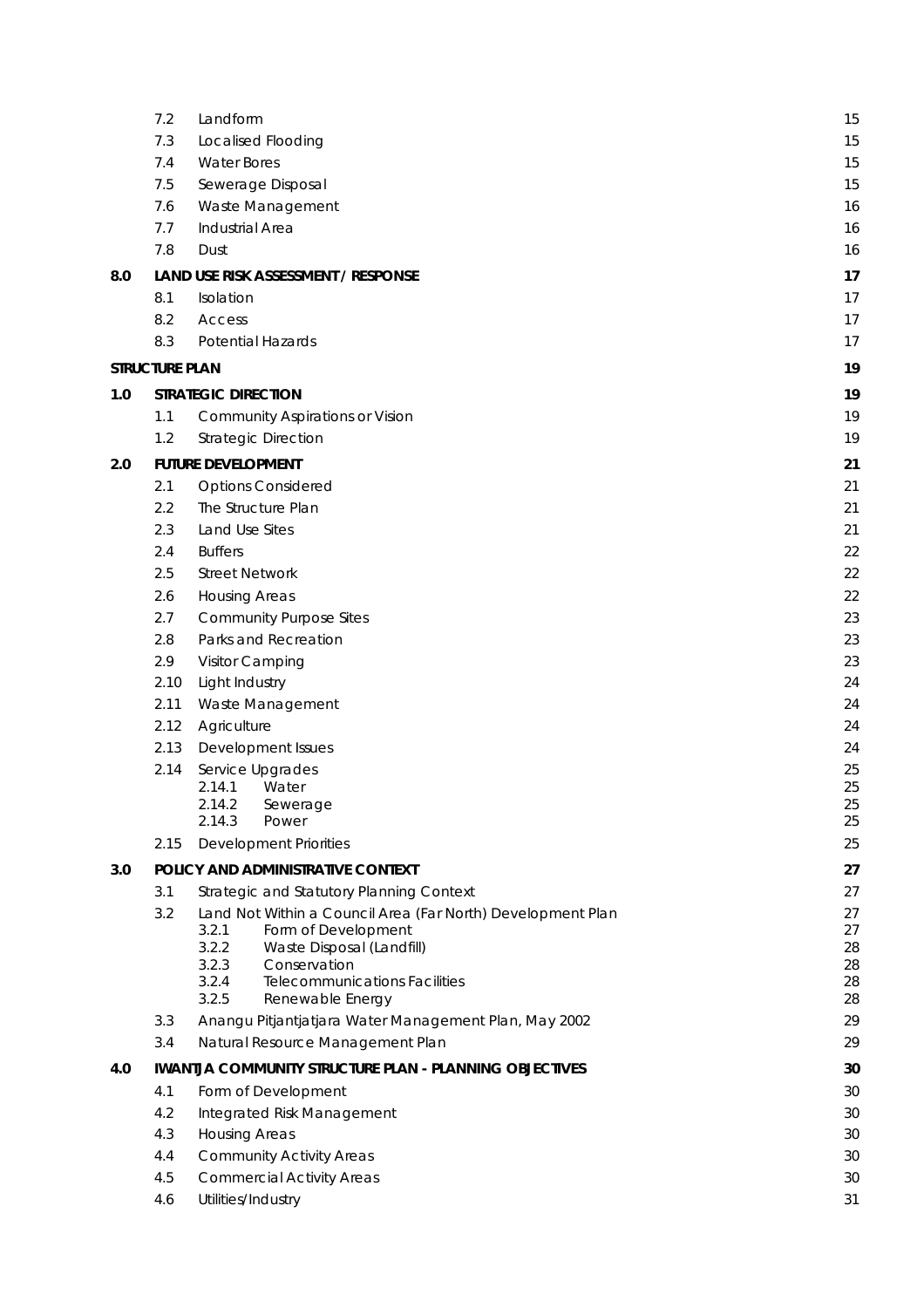| | | | |
|---|---|---|---|
| | 7.2 | Landform | 15 |
| | 7.3 | Localised Flooding | 15 |
| | 7.4 | Water Bores | 15 |
| | 7.5 | Sewerage Disposal | 15 |
| | 7.6 | Waste Management | 16 |
| | 7.7 | Industrial Area | 16 |
| | 7.8 | Dust | 16 |
| **8.0** | **LAND USE RISK ASSESSMENT / RESPONSE** | | **17** |
| | 8.1 | Isolation | 17 |
| | 8.2 | Access | 17 |
| | 8.3 | Potential Hazards | 17 |
| **STRUCTURE PLAN** | | | **19** |
| **1.0** | **STRATEGIC DIRECTION** | | **19** |
| | 1.1 | Community Aspirations or Vision | 19 |
| | 1.2 | Strategic Direction | 19 |
| **2.0** | **FUTURE DEVELOPMENT** | | **21** |
| | 2.1 | Options Considered | 21 |
| | 2.2 | The Structure Plan | 21 |
| | 2.3 | Land Use Sites | 21 |
| | 2.4 | Buffers | 22 |
| | 2.5 | Street Network | 22 |
| | 2.6 | Housing Areas | 22 |
| | 2.7 | Community Purpose Sites | 23 |
| | 2.8 | Parks and Recreation | 23 |
| | 2.9 | Visitor Camping | 23 |
| | 2.10 | Light Industry | 24 |
| | 2.11 | Waste Management | 24 |
| | 2.12 | Agriculture | 24 |
| | 2.13 | Development Issues | 24 |
| | 2.14 | Service Upgrades | 25 |
| | | 2.14.1 Water | 25 |
| | | 2.14.2 Sewerage | 25 |
| | | 2.14.3 Power | 25 |
| | 2.15 | Development Priorities | 25 |
| **3.0** | **POLICY AND ADMINISTRATIVE CONTEXT** | | **27** |
| | 3.1 | Strategic and Statutory Planning Context | 27 |
| | 3.2 | Land Not Within a Council Area (Far North) Development Plan | 27 |
| | | 3.2.1 Form of Development | 27 |
| | | 3.2.2 Waste Disposal (Landfill) | 28 |
| | | 3.2.3 Conservation | 28 |
| | | 3.2.4 Telecommunications Facilities | 28 |
| | | 3.2.5 Renewable Energy | 28 |
| | 3.3 | Anangu Pitjantjatjara Water Management Plan, May 2002 | 29 |
| | 3.4 | Natural Resource Management Plan | 29 |
| **4.0** | **IWANTJA COMMUNITY STRUCTURE PLAN - PLANNING OBJECTIVES** | | **30** |
| | 4.1 | Form of Development | 30 |
| | 4.2 | Integrated Risk Management | 30 |
| | 4.3 | Housing Areas | 30 |
| | 4.4 | Community Activity Areas | 30 |
| | 4.5 | Commercial Activity Areas | 30 |
| | 4.6 | Utilities/Industry | 31 |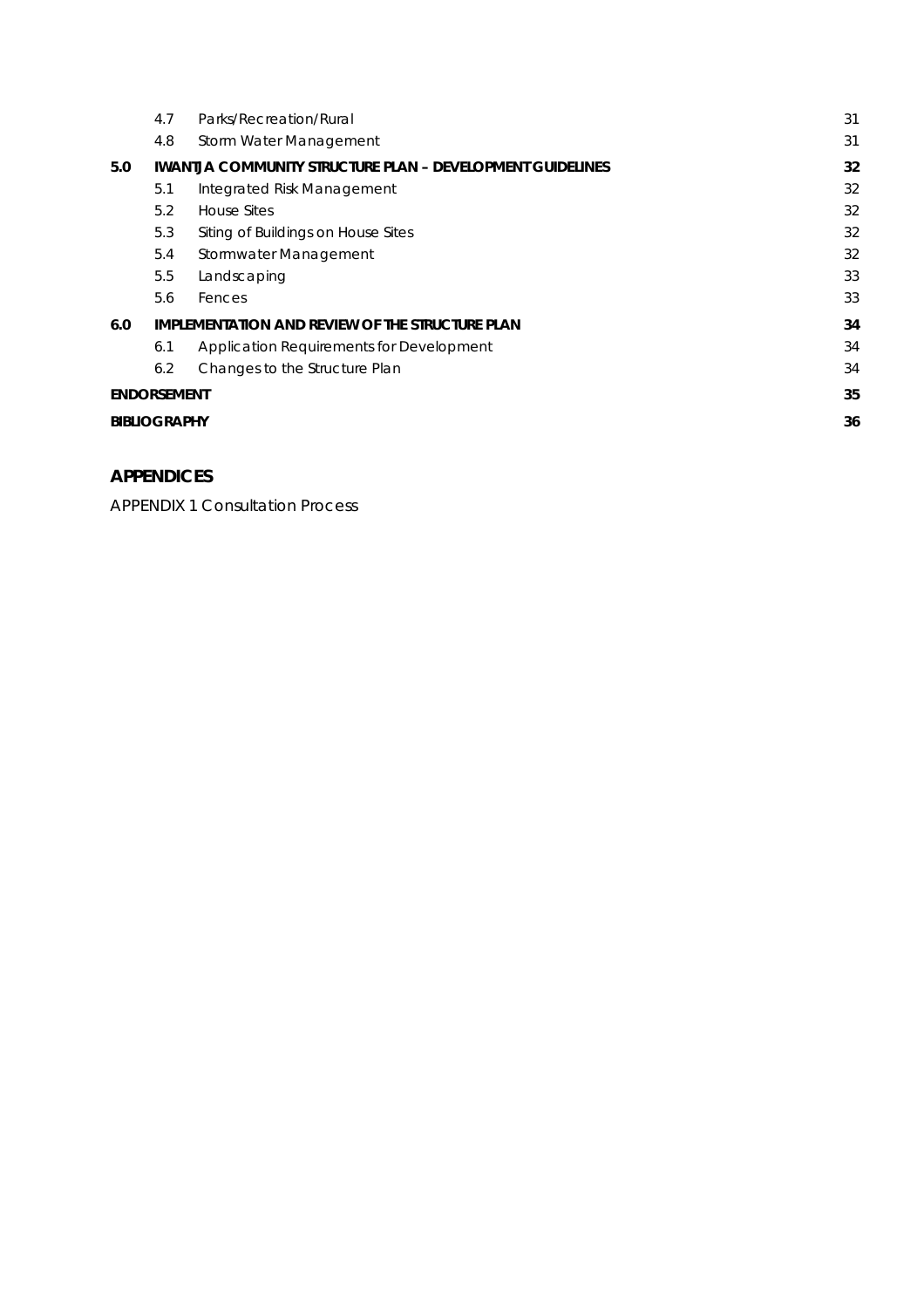| | | | |
|---|---|---|---|
| | 4.7 | Parks/Recreation/Rural | 31 |
| | 4.8 | Storm Water Management | 31 |
| **5.0** | **IWANTJA COMMUNITY STRUCTURE PLAN – DEVELOPMENT GUIDELINES** | | **32** |
| | 5.1 | Integrated Risk Management | 32 |
| | 5.2 | House Sites | 32 |
| | 5.3 | Siting of Buildings on House Sites | 32 |
| | 5.4 | Stormwater Management | 32 |
| | 5.5 | Landscaping | 33 |
| | 5.6 | Fences | 33 |
| **6.0** | **IMPLEMENTATION AND REVIEW OF THE STRUCTURE PLAN** | | **34** |
| | 6.1 | Application Requirements for Development | 34 |
| | 6.2 | Changes to the Structure Plan | 34 |
| **ENDORSEMENT** | | | **35** |
| **BIBLIOGRAPHY** | | | **36** |

## APPENDICES

APPENDIX 1 Consultation Process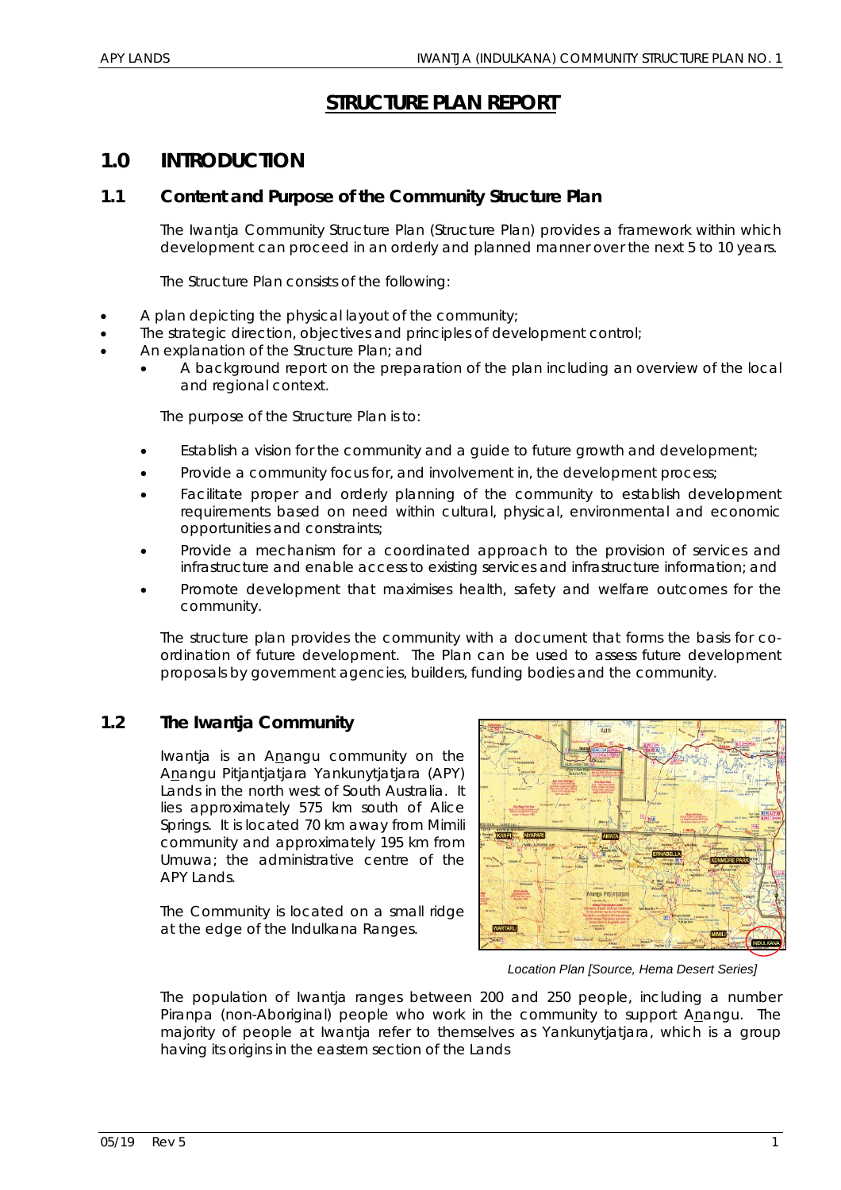# STRUCTURE PLAN REPORT

## 1.0 INTRODUCTION

### 1.1 Content and Purpose of the Community Structure Plan

The Iwantja Community Structure Plan (Structure Plan) provides a framework within which development can proceed in an orderly and planned manner over the next 5 to 10 years.

The Structure Plan consists of the following:

- A plan depicting the physical layout of the community;
- The strategic direction, objectives and principles of development control;
- An explanation of the Structure Plan; and
  - A background report on the preparation of the plan including an overview of the local and regional context.

The purpose of the Structure Plan is to:

- Establish a vision for the community and a guide to future growth and development;
- Provide a community focus for, and involvement in, the development process;
- Facilitate proper and orderly planning of the community to establish development requirements based on need within cultural, physical, environmental and economic opportunities and constraints;
- Provide a mechanism for a coordinated approach to the provision of services and infrastructure and enable access to existing services and infrastructure information; and
- Promote development that maximises health, safety and welfare outcomes for the community.

The structure plan provides the community with a document that forms the basis for co-ordination of future development. The Plan can be used to assess future development proposals by government agencies, builders, funding bodies and the community.

### 1.2 The Iwantja Community

Iwantja is an A<u>n</u>angu community on the A<u>n</u>angu Pitjantjatjara Yankunytjatjara (APY) Lands in the north west of South Australia. It lies approximately 575 km south of Alice Springs. It is located 70 km away from Mimili community and approximately 195 km from Umuwa; the administrative centre of the APY Lands.

The Community is located on a small ridge at the edge of the Indulkana Ranges.

*Location Plan [Source, Hema Desert Series]*

The population of Iwantja ranges between 200 and 250 people, including a number Piranpa (non-Aboriginal) people who work in the community to support A<u>n</u>angu. The majority of people at Iwantja refer to themselves as Yankunytjatjara, which is a group having its origins in the eastern section of the Lands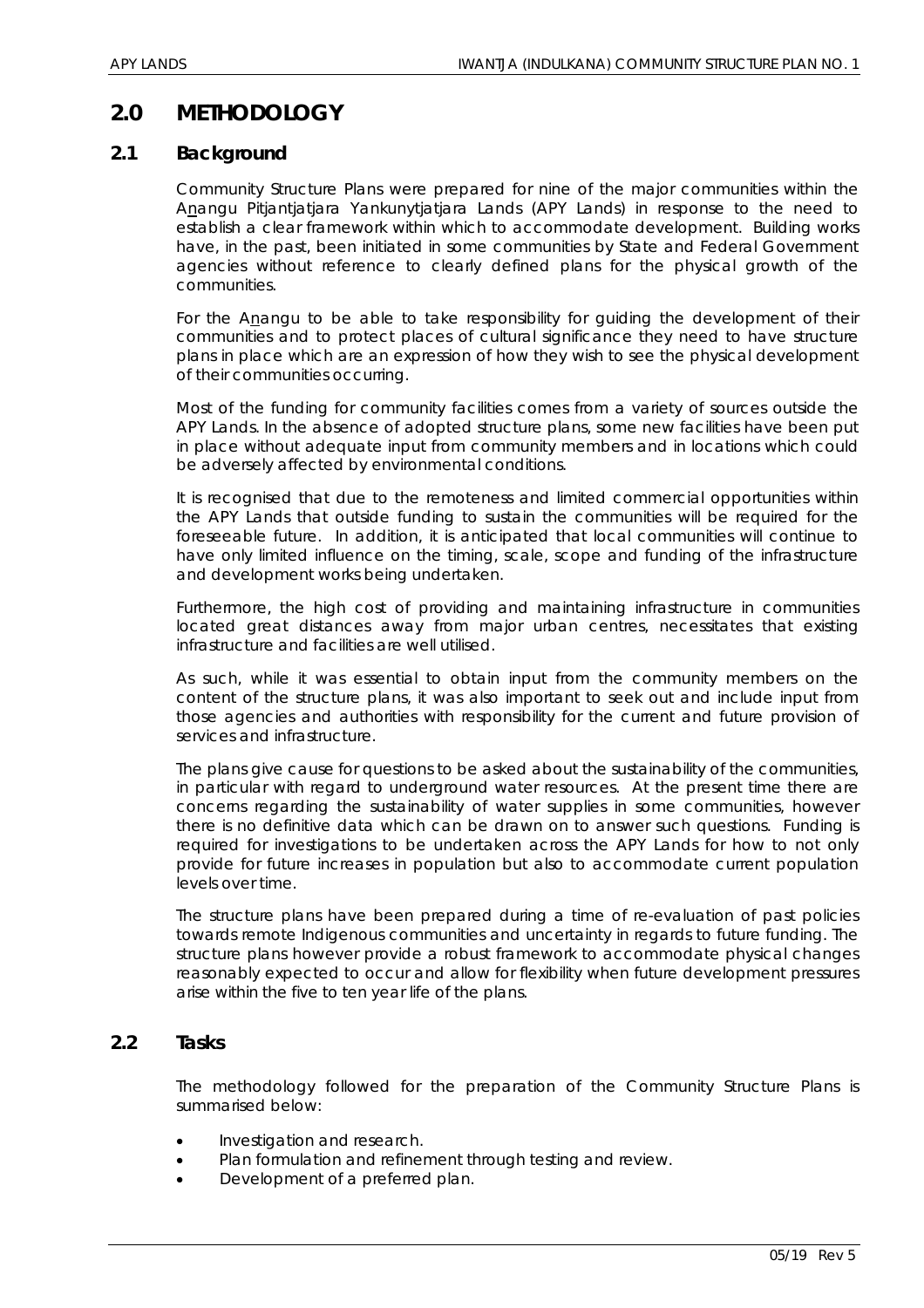# 2.0 METHODOLOGY

## 2.1 Background

Community Structure Plans were prepared for nine of the major communities within the Anangu Pitjantjatjara Yankunytjatjara Lands (APY Lands) in response to the need to establish a clear framework within which to accommodate development. Building works have, in the past, been initiated in some communities by State and Federal Government agencies without reference to clearly defined plans for the physical growth of the communities.

For the Anangu to be able to take responsibility for guiding the development of their communities and to protect places of cultural significance they need to have structure plans in place which are an expression of how they wish to see the physical development of their communities occurring.

Most of the funding for community facilities comes from a variety of sources outside the APY Lands. In the absence of adopted structure plans, some new facilities have been put in place without adequate input from community members and in locations which could be adversely affected by environmental conditions.

It is recognised that due to the remoteness and limited commercial opportunities within the APY Lands that outside funding to sustain the communities will be required for the foreseeable future. In addition, it is anticipated that local communities will continue to have only limited influence on the timing, scale, scope and funding of the infrastructure and development works being undertaken.

Furthermore, the high cost of providing and maintaining infrastructure in communities located great distances away from major urban centres, necessitates that existing infrastructure and facilities are well utilised.

As such, while it was essential to obtain input from the community members on the content of the structure plans, it was also important to seek out and include input from those agencies and authorities with responsibility for the current and future provision of services and infrastructure.

The plans give cause for questions to be asked about the sustainability of the communities, in particular with regard to underground water resources. At the present time there are concerns regarding the sustainability of water supplies in some communities, however there is no definitive data which can be drawn on to answer such questions. Funding is required for investigations to be undertaken across the APY Lands for how to not only provide for future increases in population but also to accommodate current population levels over time.

The structure plans have been prepared during a time of re-evaluation of past policies towards remote Indigenous communities and uncertainty in regards to future funding. The structure plans however provide a robust framework to accommodate physical changes reasonably expected to occur and allow for flexibility when future development pressures arise within the five to ten year life of the plans.

## 2.2 Tasks

The methodology followed for the preparation of the Community Structure Plans is summarised below:

- Investigation and research.
- Plan formulation and refinement through testing and review.
- Development of a preferred plan.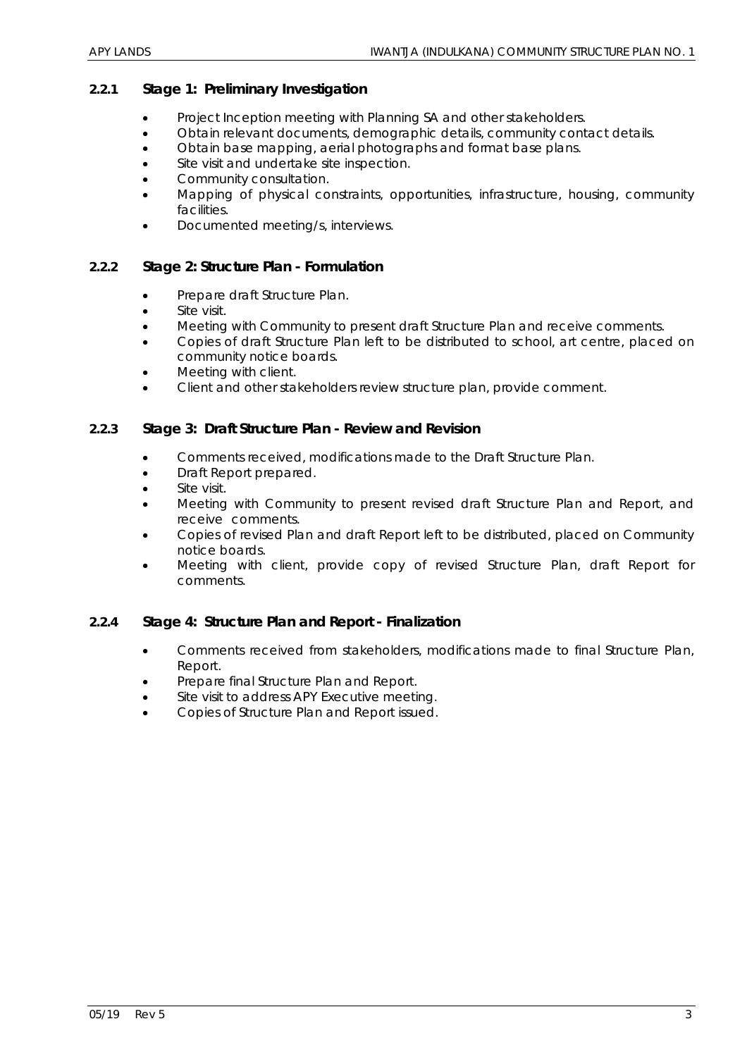### 2.2.1 Stage 1: Preliminary Investigation

- Project Inception meeting with Planning SA and other stakeholders.
- Obtain relevant documents, demographic details, community contact details.
- Obtain base mapping, aerial photographs and format base plans.
- Site visit and undertake site inspection.
- Community consultation.
- Mapping of physical constraints, opportunities, infrastructure, housing, community facilities.
- Documented meeting/s, interviews.

### 2.2.2 Stage 2: Structure Plan - Formulation

- Prepare draft Structure Plan.
- Site visit.
- Meeting with Community to present draft Structure Plan and receive comments.
- Copies of draft Structure Plan left to be distributed to school, art centre, placed on community notice boards.
- Meeting with client.
- Client and other stakeholders review structure plan, provide comment.

### 2.2.3 Stage 3: Draft Structure Plan - Review and Revision

- Comments received, modifications made to the Draft Structure Plan.
- Draft Report prepared.
- Site visit.
- Meeting with Community to present revised draft Structure Plan and Report, and receive comments.
- Copies of revised Plan and draft Report left to be distributed, placed on Community notice boards.
- Meeting with client, provide copy of revised Structure Plan, draft Report for comments.

### 2.2.4 Stage 4: Structure Plan and Report - Finalization

- Comments received from stakeholders, modifications made to final Structure Plan, Report.
- Prepare final Structure Plan and Report.
- Site visit to address APY Executive meeting.
- Copies of Structure Plan and Report issued.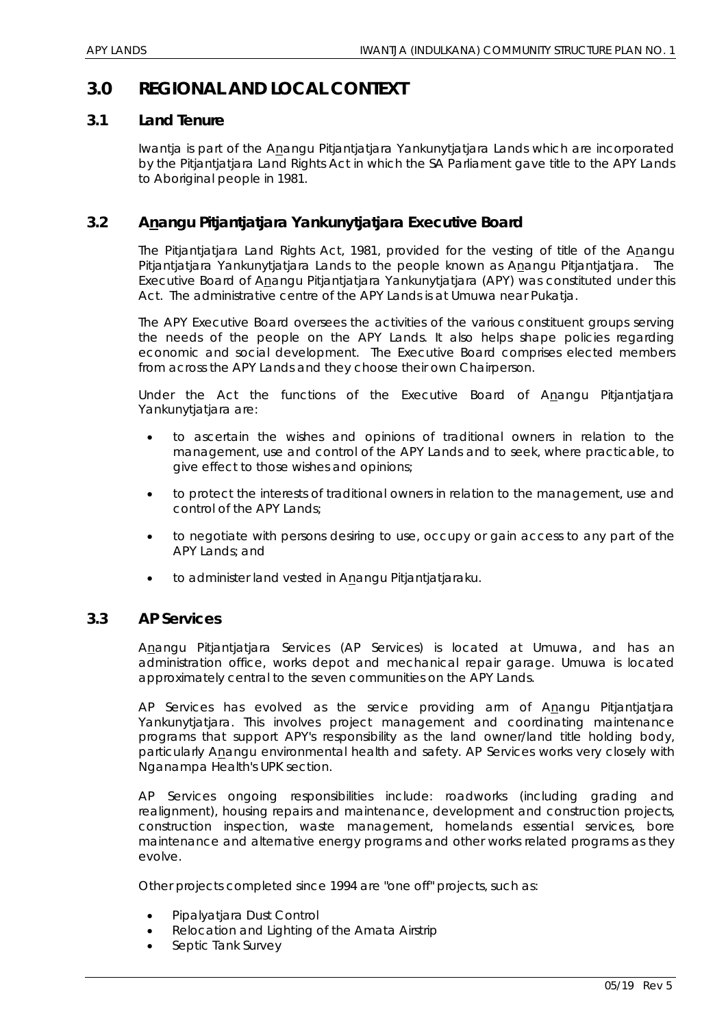# 3.0 REGIONAL AND LOCAL CONTEXT

## 3.1 Land Tenure

Iwantja is part of the Anangu Pitjantjatjara Yankunytjatjara Lands which are incorporated by the Pitjantjatjara Land Rights Act in which the SA Parliament gave title to the APY Lands to Aboriginal people in 1981.

## 3.2 Anangu Pitjantjatjara Yankunytjatjara Executive Board

The Pitjantjatjara Land Rights Act, 1981, provided for the vesting of title of the Anangu Pitjantjatjara Yankunytjatjara Lands to the people known as Anangu Pitjantjatjara. The Executive Board of Anangu Pitjantjatjara Yankunytjatjara (APY) was constituted under this Act. The administrative centre of the APY Lands is at Umuwa near Pukatja.

The APY Executive Board oversees the activities of the various constituent groups serving the needs of the people on the APY Lands. It also helps shape policies regarding economic and social development. The Executive Board comprises elected members from across the APY Lands and they choose their own Chairperson.

Under the Act the functions of the Executive Board of Anangu Pitjantjatjara Yankunytjatjara are:

- to ascertain the wishes and opinions of traditional owners in relation to the management, use and control of the APY Lands and to seek, where practicable, to give effect to those wishes and opinions;
- to protect the interests of traditional owners in relation to the management, use and control of the APY Lands;
- to negotiate with persons desiring to use, occupy or gain access to any part of the APY Lands; and
- to administer land vested in Anangu Pitjantjatjaraku.

## 3.3 AP Services

Anangu Pitjantjatjara Services (AP Services) is located at Umuwa, and has an administration office, works depot and mechanical repair garage. Umuwa is located approximately central to the seven communities on the APY Lands.

AP Services has evolved as the service providing arm of Anangu Pitjantjatjara Yankunytjatjara. This involves project management and coordinating maintenance programs that support APY's responsibility as the land owner/land title holding body, particularly Anangu environmental health and safety. AP Services works very closely with Nganampa Health's UPK section.

AP Services ongoing responsibilities include: roadworks (including grading and realignment), housing repairs and maintenance, development and construction projects, construction inspection, waste management, homelands essential services, bore maintenance and alternative energy programs and other works related programs as they evolve.

Other projects completed since 1994 are "one off" projects, such as:

- Pipalyatjara Dust Control
- Relocation and Lighting of the Amata Airstrip
- Septic Tank Survey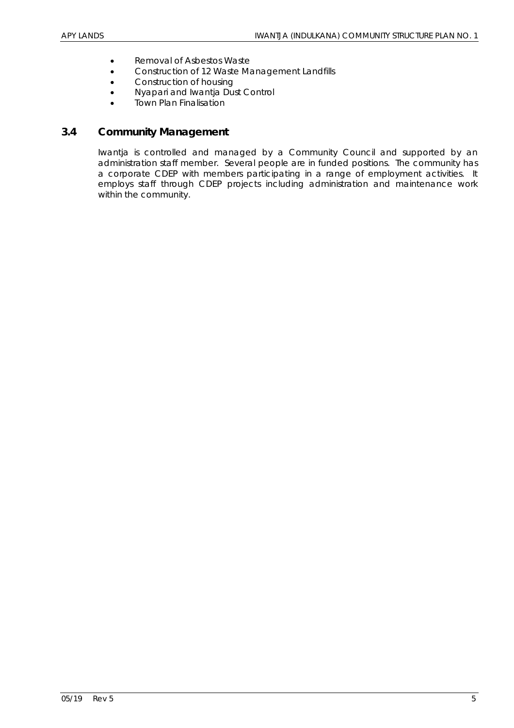- Removal of Asbestos Waste
- Construction of 12 Waste Management Landfills
- Construction of housing
- Nyapari and Iwantja Dust Control
- Town Plan Finalisation

## 3.4 Community Management

Iwantja is controlled and managed by a Community Council and supported by an administration staff member. Several people are in funded positions. The community has a corporate CDEP with members participating in a range of employment activities. It employs staff through CDEP projects including administration and maintenance work within the community.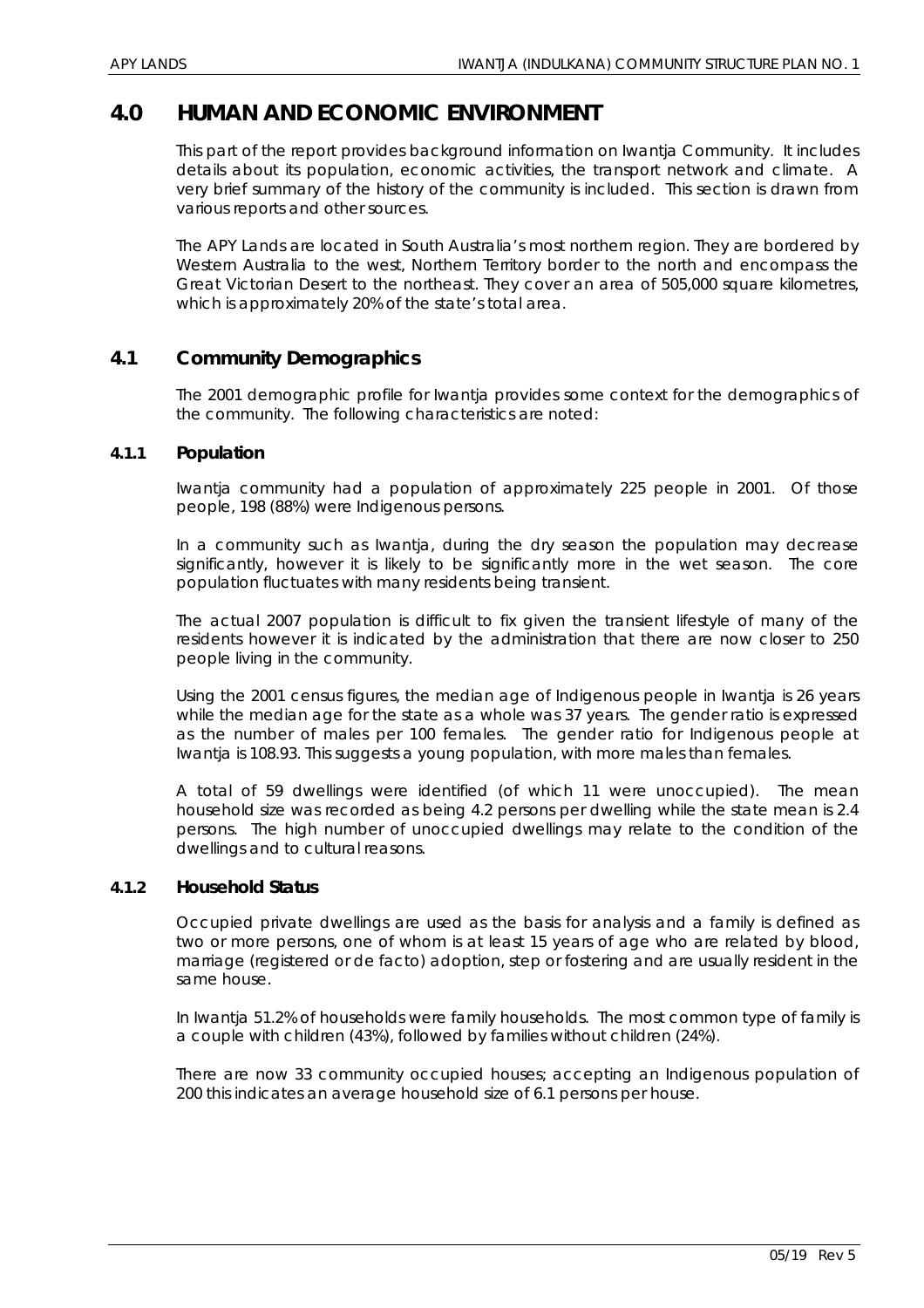# 4.0 HUMAN AND ECONOMIC ENVIRONMENT

This part of the report provides background information on Iwantja Community. It includes details about its population, economic activities, the transport network and climate. A very brief summary of the history of the community is included. This section is drawn from various reports and other sources.

The APY Lands are located in South Australia's most northern region. They are bordered by Western Australia to the west, Northern Territory border to the north and encompass the Great Victorian Desert to the northeast. They cover an area of 505,000 square kilometres, which is approximately 20% of the state's total area.

## 4.1 Community Demographics

The 2001 demographic profile for Iwantja provides some context for the demographics of the community. The following characteristics are noted:

### 4.1.1 Population

Iwantja community had a population of approximately 225 people in 2001. Of those people, 198 (88%) were Indigenous persons.

In a community such as Iwantja, during the dry season the population may decrease significantly, however it is likely to be significantly more in the wet season. The core population fluctuates with many residents being transient.

The actual 2007 population is difficult to fix given the transient lifestyle of many of the residents however it is indicated by the administration that there are now closer to 250 people living in the community.

Using the 2001 census figures, the median age of Indigenous people in Iwantja is 26 years while the median age for the state as a whole was 37 years. The gender ratio is expressed as the number of males per 100 females. The gender ratio for Indigenous people at Iwantja is 108.93. This suggests a young population, with more males than females.

A total of 59 dwellings were identified (of which 11 were unoccupied). The mean household size was recorded as being 4.2 persons per dwelling while the state mean is 2.4 persons. The high number of unoccupied dwellings may relate to the condition of the dwellings and to cultural reasons.

### 4.1.2 Household Status

Occupied private dwellings are used as the basis for analysis and a family is defined as two or more persons, one of whom is at least 15 years of age who are related by blood, marriage (registered or de facto) adoption, step or fostering and are usually resident in the same house.

In Iwantja 51.2% of households were family households. The most common type of family is a couple with children (43%), followed by families without children (24%).

There are now 33 community occupied houses; accepting an Indigenous population of 200 this indicates an average household size of 6.1 persons per house.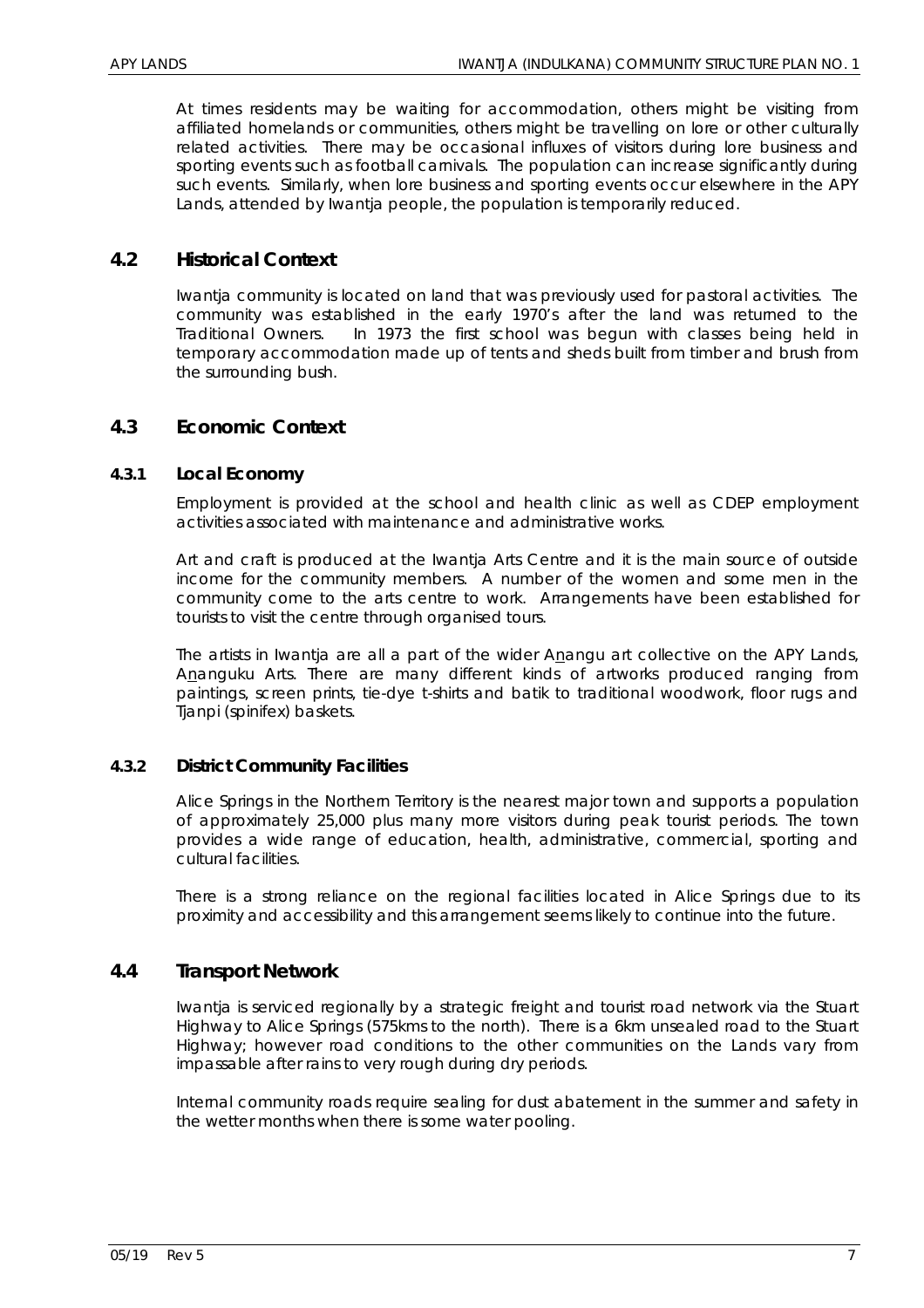At times residents may be waiting for accommodation, others might be visiting from affiliated homelands or communities, others might be travelling on lore or other culturally related activities. There may be occasional influxes of visitors during lore business and sporting events such as football carnivals. The population can increase significantly during such events. Similarly, when lore business and sporting events occur elsewhere in the APY Lands, attended by Iwantja people, the population is temporarily reduced.

## 4.2 Historical Context

Iwantja community is located on land that was previously used for pastoral activities. The community was established in the early 1970's after the land was returned to the Traditional Owners. In 1973 the first school was begun with classes being held in temporary accommodation made up of tents and sheds built from timber and brush from the surrounding bush.

## 4.3 Economic Context

### 4.3.1 Local Economy

Employment is provided at the school and health clinic as well as CDEP employment activities associated with maintenance and administrative works.

Art and craft is produced at the Iwantja Arts Centre and it is the main source of outside income for the community members. A number of the women and some men in the community come to the arts centre to work. Arrangements have been established for tourists to visit the centre through organised tours.

The artists in Iwantja are all a part of the wider Anangu art collective on the APY Lands, Ananguku Arts. There are many different kinds of artworks produced ranging from paintings, screen prints, tie-dye t-shirts and batik to traditional woodwork, floor rugs and Tjanpi (spinifex) baskets.

### 4.3.2 District Community Facilities

Alice Springs in the Northern Territory is the nearest major town and supports a population of approximately 25,000 plus many more visitors during peak tourist periods. The town provides a wide range of education, health, administrative, commercial, sporting and cultural facilities.

There is a strong reliance on the regional facilities located in Alice Springs due to its proximity and accessibility and this arrangement seems likely to continue into the future.

## 4.4 Transport Network

Iwantja is serviced regionally by a strategic freight and tourist road network via the Stuart Highway to Alice Springs (575kms to the north). There is a 6km unsealed road to the Stuart Highway; however road conditions to the other communities on the Lands vary from impassable after rains to very rough during dry periods.

Internal community roads require sealing for dust abatement in the summer and safety in the wetter months when there is some water pooling.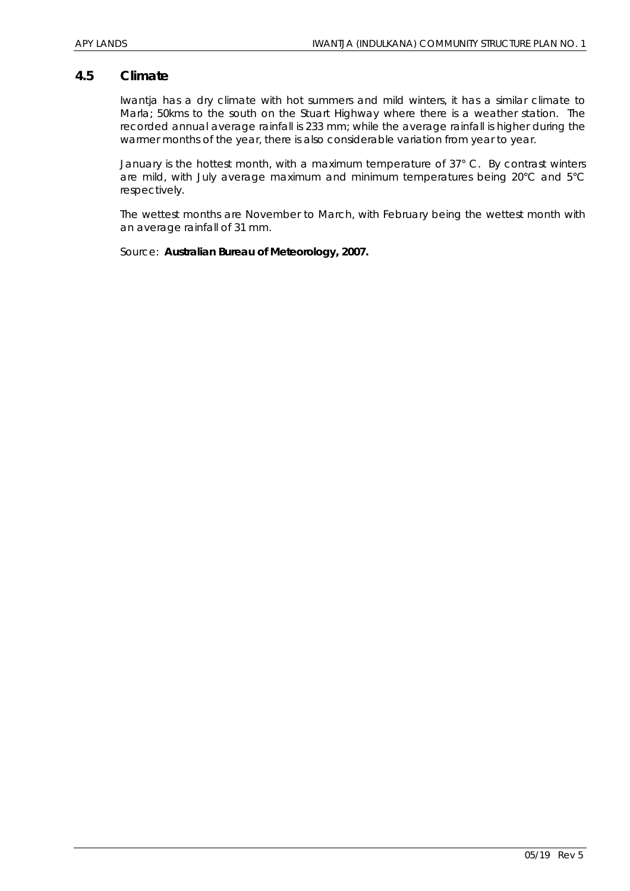## 4.5 Climate

Iwantja has a dry climate with hot summers and mild winters, it has a similar climate to Marla; 50kms to the south on the Stuart Highway where there is a weather station. The recorded annual average rainfall is 233 mm; while the average rainfall is higher during the warmer months of the year, there is also considerable variation from year to year.

January is the hottest month, with a maximum temperature of 37° C. By contrast winters are mild, with July average maximum and minimum temperatures being 20°C and 5°C respectively.

The wettest months are November to March, with February being the wettest month with an average rainfall of 31 mm.

Source: **Australian Bureau of Meteorology, 2007.**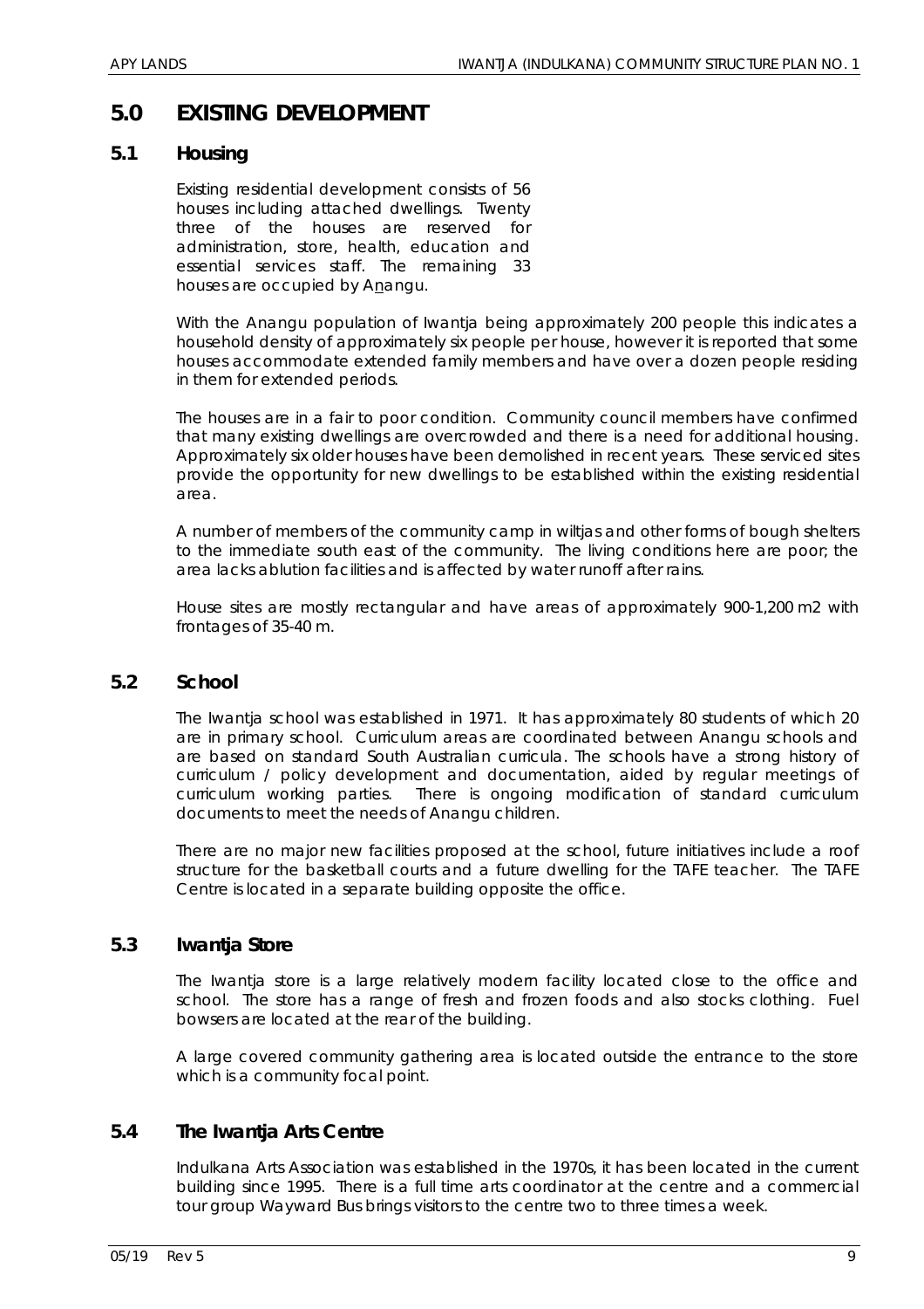# 5.0 EXISTING DEVELOPMENT

## 5.1 Housing

Existing residential development consists of 56 houses including attached dwellings. Twenty three of the houses are reserved for administration, store, health, education and essential services staff. The remaining 33 houses are occupied by Anangu.

With the Anangu population of Iwantja being approximately 200 people this indicates a household density of approximately six people per house, however it is reported that some houses accommodate extended family members and have over a dozen people residing in them for extended periods.

The houses are in a fair to poor condition. Community council members have confirmed that many existing dwellings are overcrowded and there is a need for additional housing. Approximately six older houses have been demolished in recent years. These serviced sites provide the opportunity for new dwellings to be established within the existing residential area.

A number of members of the community camp in wiltjas and other forms of bough shelters to the immediate south east of the community. The living conditions here are poor; the area lacks ablution facilities and is affected by water runoff after rains.

House sites are mostly rectangular and have areas of approximately 900-1,200 m2 with frontages of 35-40 m.

## 5.2 School

The Iwantja school was established in 1971. It has approximately 80 students of which 20 are in primary school. Curriculum areas are coordinated between Anangu schools and are based on standard South Australian curricula. The schools have a strong history of curriculum / policy development and documentation, aided by regular meetings of curriculum working parties. There is ongoing modification of standard curriculum documents to meet the needs of Anangu children.

There are no major new facilities proposed at the school, future initiatives include a roof structure for the basketball courts and a future dwelling for the TAFE teacher. The TAFE Centre is located in a separate building opposite the office.

## 5.3 Iwantja Store

The Iwantja store is a large relatively modern facility located close to the office and school. The store has a range of fresh and frozen foods and also stocks clothing. Fuel bowsers are located at the rear of the building.

A large covered community gathering area is located outside the entrance to the store which is a community focal point.

## 5.4 The Iwantja Arts Centre

Indulkana Arts Association was established in the 1970s, it has been located in the current building since 1995. There is a full time arts coordinator at the centre and a commercial tour group Wayward Bus brings visitors to the centre two to three times a week.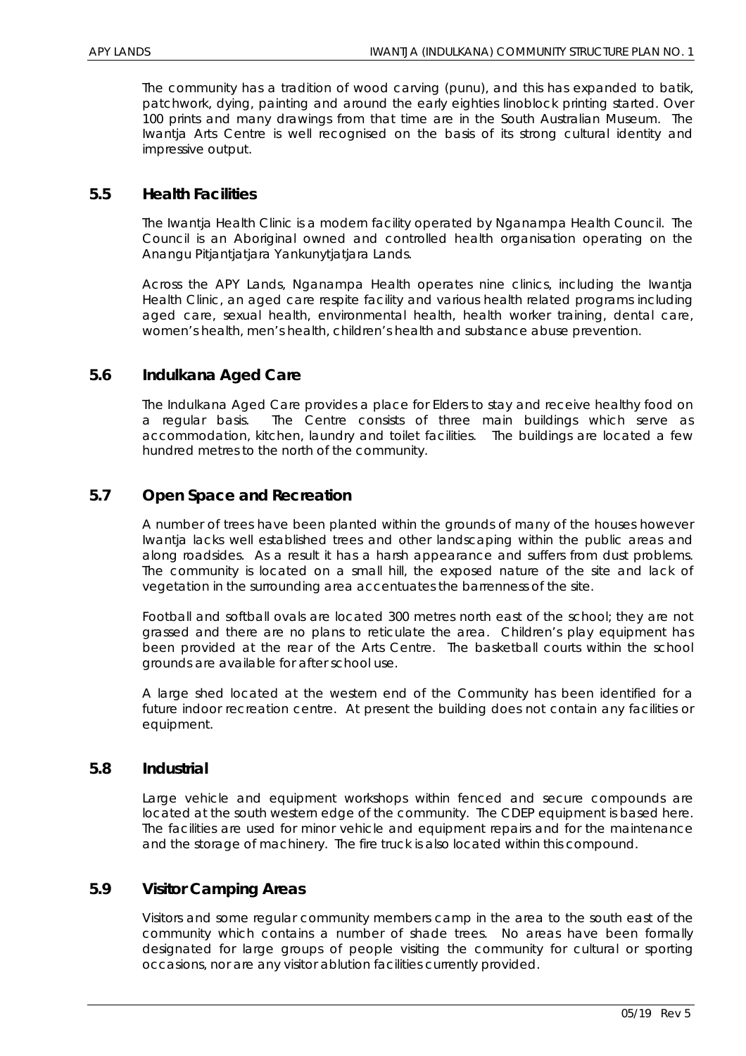The community has a tradition of wood carving (punu), and this has expanded to batik, patchwork, dying, painting and around the early eighties linoblock printing started. Over 100 prints and many drawings from that time are in the South Australian Museum. The Iwantja Arts Centre is well recognised on the basis of its strong cultural identity and impressive output.

## 5.5 Health Facilities

The Iwantja Health Clinic is a modern facility operated by Nganampa Health Council. The Council is an Aboriginal owned and controlled health organisation operating on the Anangu Pitjantjatjara Yankunytjatjara Lands.

Across the APY Lands, Nganampa Health operates nine clinics, including the Iwantja Health Clinic, an aged care respite facility and various health related programs including aged care, sexual health, environmental health, health worker training, dental care, women's health, men's health, children's health and substance abuse prevention.

## 5.6 Indulkana Aged Care

The Indulkana Aged Care provides a place for Elders to stay and receive healthy food on a regular basis. The Centre consists of three main buildings which serve as accommodation, kitchen, laundry and toilet facilities. The buildings are located a few hundred metres to the north of the community.

## 5.7 Open Space and Recreation

A number of trees have been planted within the grounds of many of the houses however Iwantja lacks well established trees and other landscaping within the public areas and along roadsides. As a result it has a harsh appearance and suffers from dust problems. The community is located on a small hill, the exposed nature of the site and lack of vegetation in the surrounding area accentuates the barrenness of the site.

Football and softball ovals are located 300 metres north east of the school; they are not grassed and there are no plans to reticulate the area. Children's play equipment has been provided at the rear of the Arts Centre. The basketball courts within the school grounds are available for after school use.

A large shed located at the western end of the Community has been identified for a future indoor recreation centre. At present the building does not contain any facilities or equipment.

## 5.8 Industrial

Large vehicle and equipment workshops within fenced and secure compounds are located at the south western edge of the community. The CDEP equipment is based here. The facilities are used for minor vehicle and equipment repairs and for the maintenance and the storage of machinery. The fire truck is also located within this compound.

## 5.9 Visitor Camping Areas

Visitors and some regular community members camp in the area to the south east of the community which contains a number of shade trees. No areas have been formally designated for large groups of people visiting the community for cultural or sporting occasions, nor are any visitor ablution facilities currently provided.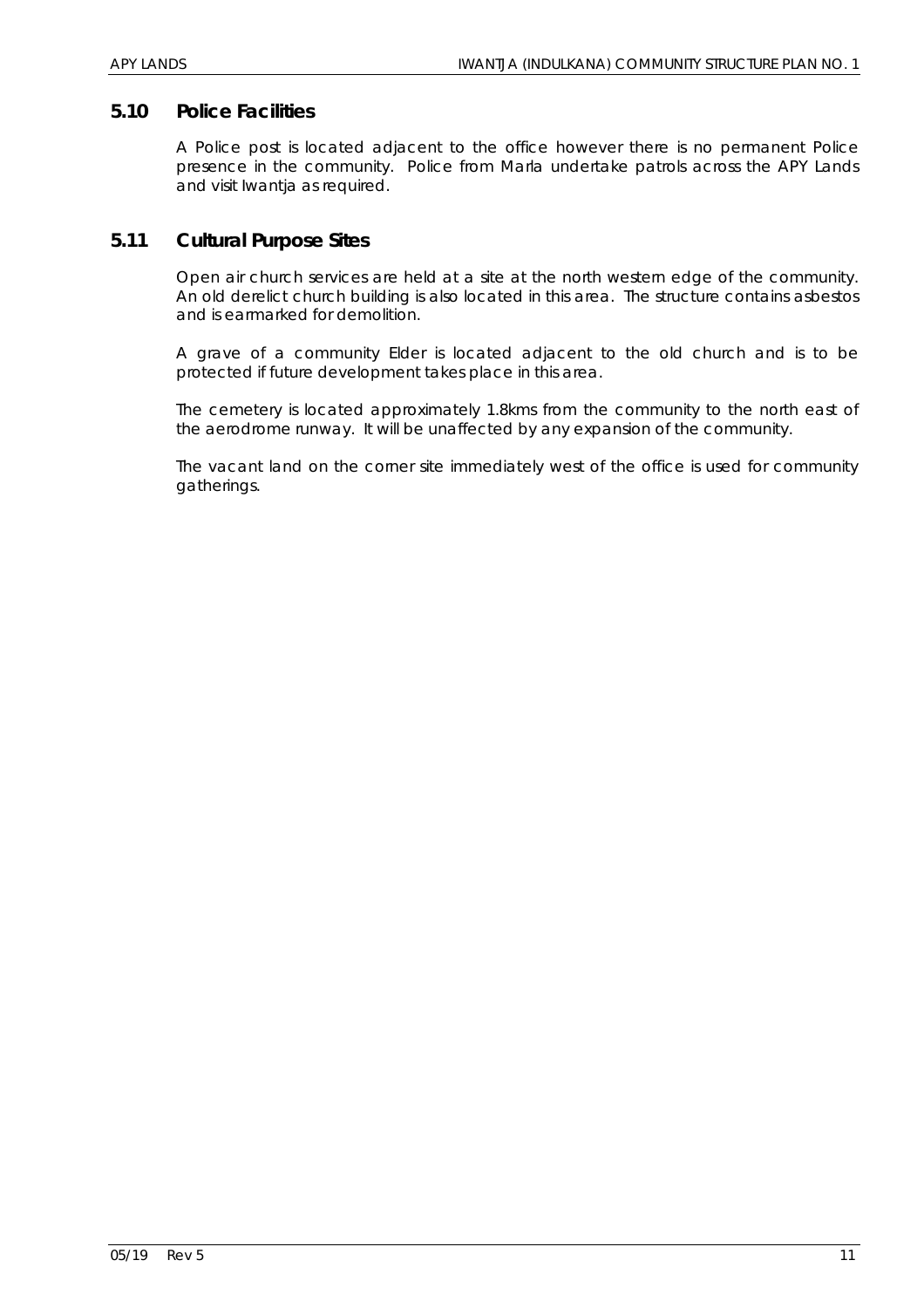## 5.10 Police Facilities

A Police post is located adjacent to the office however there is no permanent Police presence in the community. Police from Marla undertake patrols across the APY Lands and visit Iwantja as required.

## 5.11 Cultural Purpose Sites

Open air church services are held at a site at the north western edge of the community. An old derelict church building is also located in this area. The structure contains asbestos and is earmarked for demolition.

A grave of a community Elder is located adjacent to the old church and is to be protected if future development takes place in this area.

The cemetery is located approximately 1.8kms from the community to the north east of the aerodrome runway. It will be unaffected by any expansion of the community.

The vacant land on the corner site immediately west of the office is used for community gatherings.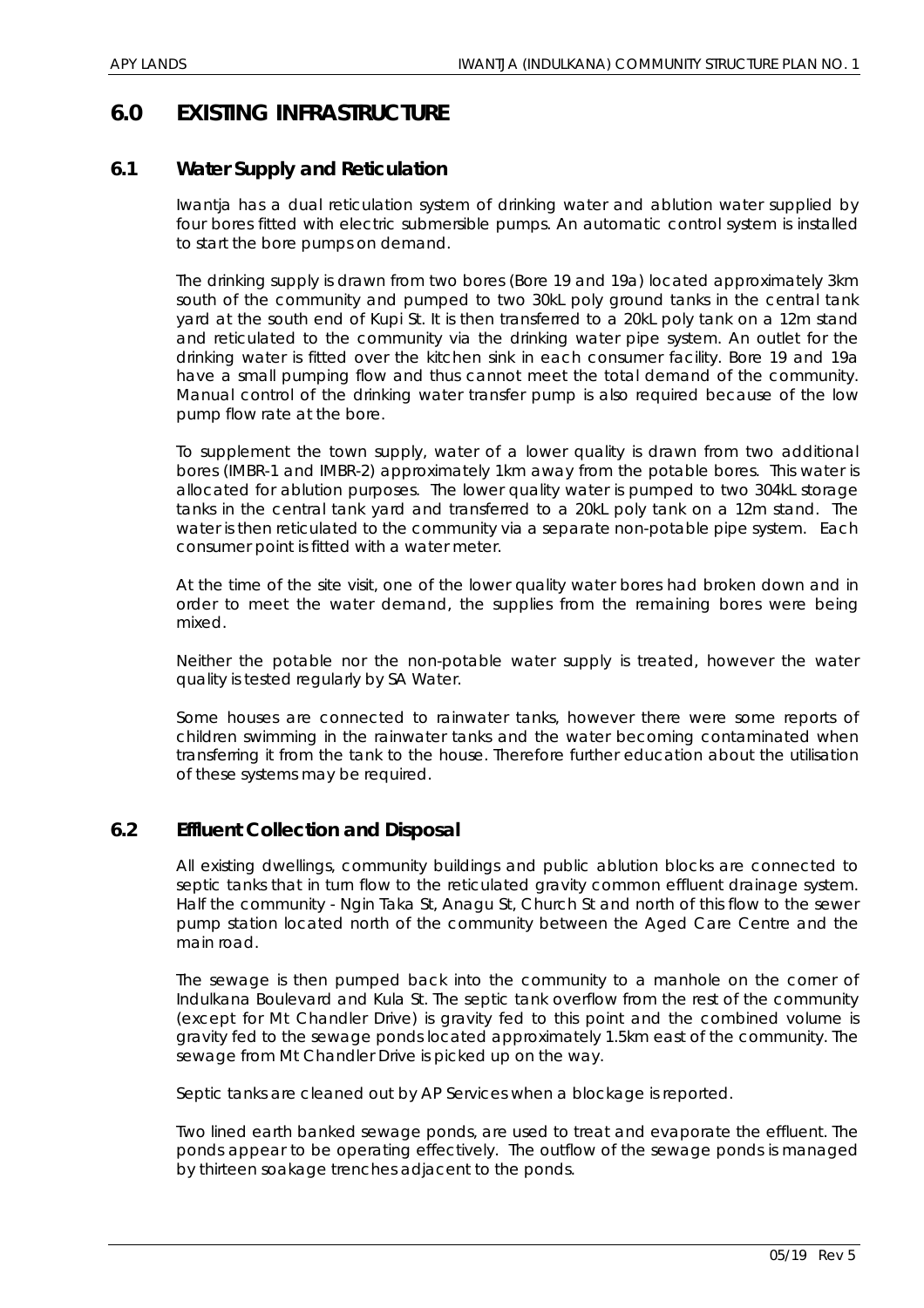# 6.0 EXISTING INFRASTRUCTURE

## 6.1 Water Supply and Reticulation

Iwantja has a dual reticulation system of drinking water and ablution water supplied by four bores fitted with electric submersible pumps. An automatic control system is installed to start the bore pumps on demand.

The drinking supply is drawn from two bores (Bore 19 and 19a) located approximately 3km south of the community and pumped to two 30kL poly ground tanks in the central tank yard at the south end of Kupi St. It is then transferred to a 20kL poly tank on a 12m stand and reticulated to the community via the drinking water pipe system. An outlet for the drinking water is fitted over the kitchen sink in each consumer facility. Bore 19 and 19a have a small pumping flow and thus cannot meet the total demand of the community. Manual control of the drinking water transfer pump is also required because of the low pump flow rate at the bore.

To supplement the town supply, water of a lower quality is drawn from two additional bores (IMBR-1 and IMBR-2) approximately 1km away from the potable bores. This water is allocated for ablution purposes. The lower quality water is pumped to two 304kL storage tanks in the central tank yard and transferred to a 20kL poly tank on a 12m stand. The water is then reticulated to the community via a separate non-potable pipe system. Each consumer point is fitted with a water meter.

At the time of the site visit, one of the lower quality water bores had broken down and in order to meet the water demand, the supplies from the remaining bores were being mixed.

Neither the potable nor the non-potable water supply is treated, however the water quality is tested regularly by SA Water.

Some houses are connected to rainwater tanks, however there were some reports of children swimming in the rainwater tanks and the water becoming contaminated when transferring it from the tank to the house. Therefore further education about the utilisation of these systems may be required.

## 6.2 Effluent Collection and Disposal

All existing dwellings, community buildings and public ablution blocks are connected to septic tanks that in turn flow to the reticulated gravity common effluent drainage system. Half the community - Ngin Taka St, Anagu St, Church St and north of this flow to the sewer pump station located north of the community between the Aged Care Centre and the main road.

The sewage is then pumped back into the community to a manhole on the corner of Indulkana Boulevard and Kula St. The septic tank overflow from the rest of the community (except for Mt Chandler Drive) is gravity fed to this point and the combined volume is gravity fed to the sewage ponds located approximately 1.5km east of the community. The sewage from Mt Chandler Drive is picked up on the way.

Septic tanks are cleaned out by AP Services when a blockage is reported.

Two lined earth banked sewage ponds, are used to treat and evaporate the effluent. The ponds appear to be operating effectively. The outflow of the sewage ponds is managed by thirteen soakage trenches adjacent to the ponds.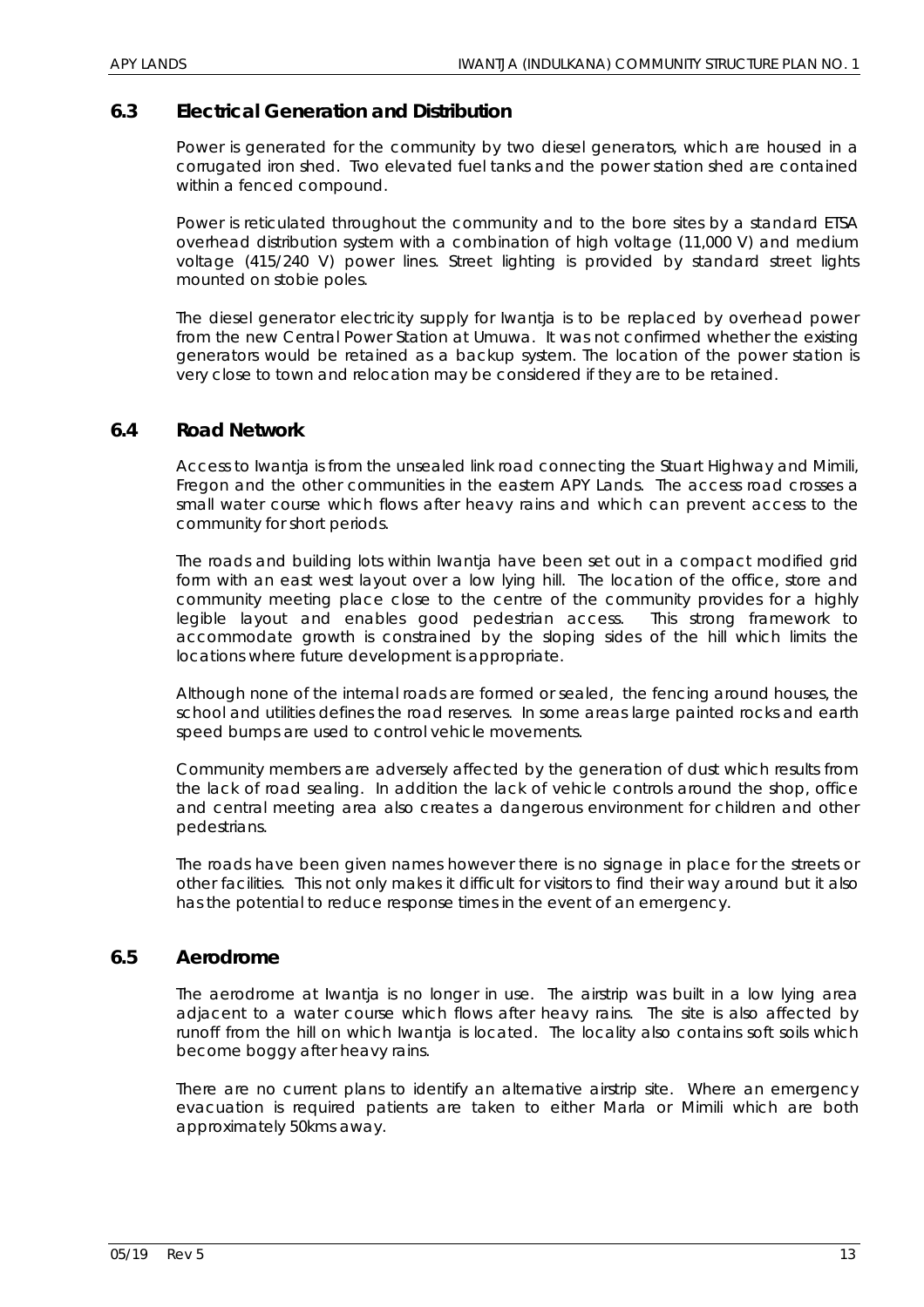## 6.3 Electrical Generation and Distribution

Power is generated for the community by two diesel generators, which are housed in a corrugated iron shed. Two elevated fuel tanks and the power station shed are contained within a fenced compound.

Power is reticulated throughout the community and to the bore sites by a standard ETSA overhead distribution system with a combination of high voltage (11,000 V) and medium voltage (415/240 V) power lines. Street lighting is provided by standard street lights mounted on stobie poles.

The diesel generator electricity supply for Iwantja is to be replaced by overhead power from the new Central Power Station at Umuwa. It was not confirmed whether the existing generators would be retained as a backup system. The location of the power station is very close to town and relocation may be considered if they are to be retained.

## 6.4 Road Network

Access to Iwantja is from the unsealed link road connecting the Stuart Highway and Mimili, Fregon and the other communities in the eastern APY Lands. The access road crosses a small water course which flows after heavy rains and which can prevent access to the community for short periods.

The roads and building lots within Iwantja have been set out in a compact modified grid form with an east west layout over a low lying hill. The location of the office, store and community meeting place close to the centre of the community provides for a highly legible layout and enables good pedestrian access. This strong framework to accommodate growth is constrained by the sloping sides of the hill which limits the locations where future development is appropriate.

Although none of the internal roads are formed or sealed, the fencing around houses, the school and utilities defines the road reserves. In some areas large painted rocks and earth speed bumps are used to control vehicle movements.

Community members are adversely affected by the generation of dust which results from the lack of road sealing. In addition the lack of vehicle controls around the shop, office and central meeting area also creates a dangerous environment for children and other pedestrians.

The roads have been given names however there is no signage in place for the streets or other facilities. This not only makes it difficult for visitors to find their way around but it also has the potential to reduce response times in the event of an emergency.

## 6.5 Aerodrome

The aerodrome at Iwantja is no longer in use. The airstrip was built in a low lying area adjacent to a water course which flows after heavy rains. The site is also affected by runoff from the hill on which Iwantja is located. The locality also contains soft soils which become boggy after heavy rains.

There are no current plans to identify an alternative airstrip site. Where an emergency evacuation is required patients are taken to either Marla or Mimili which are both approximately 50kms away.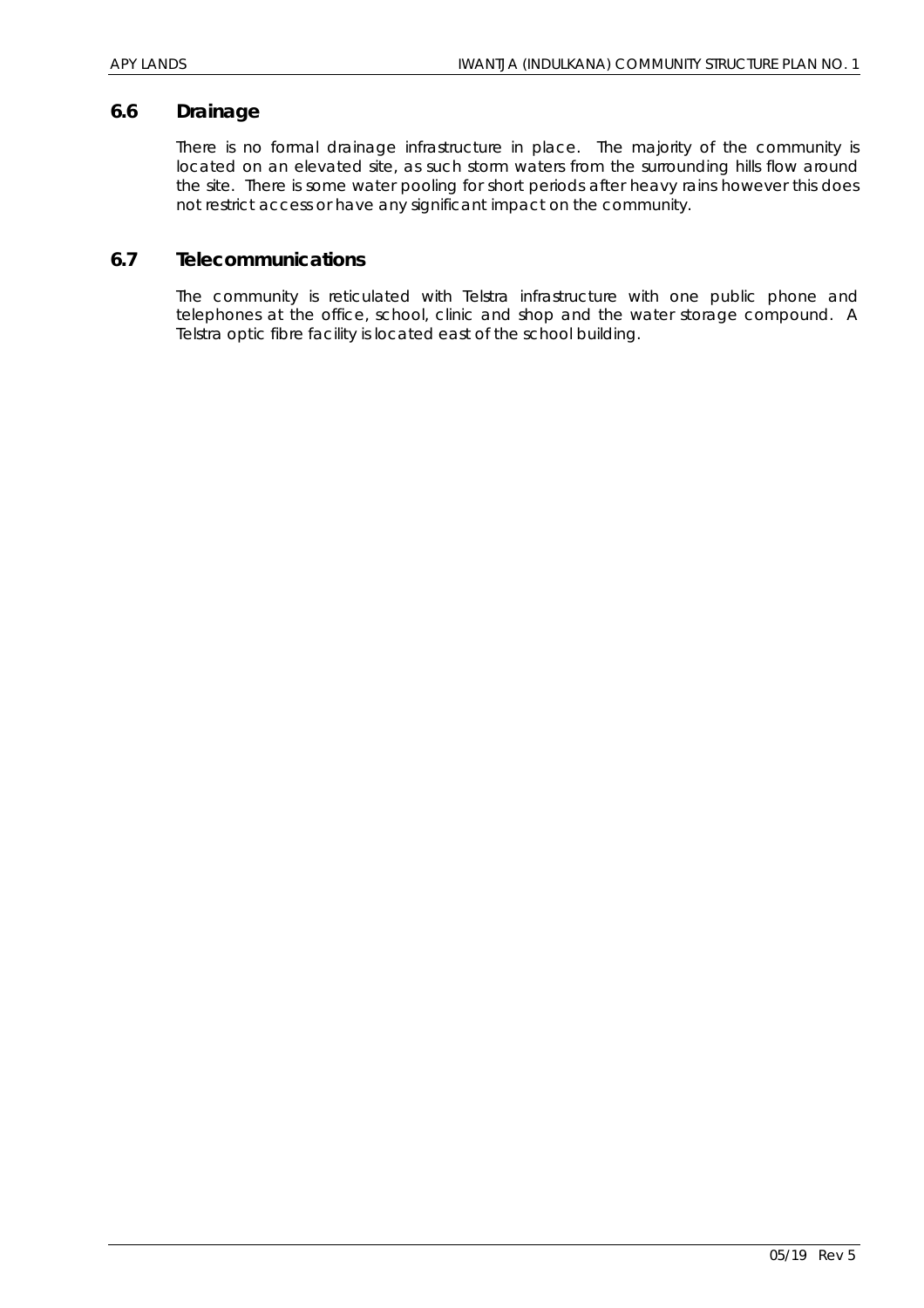## 6.6 Drainage

There is no formal drainage infrastructure in place. The majority of the community is located on an elevated site, as such storm waters from the surrounding hills flow around the site. There is some water pooling for short periods after heavy rains however this does not restrict access or have any significant impact on the community.

## 6.7 Telecommunications

The community is reticulated with Telstra infrastructure with one public phone and telephones at the office, school, clinic and shop and the water storage compound. A Telstra optic fibre facility is located east of the school building.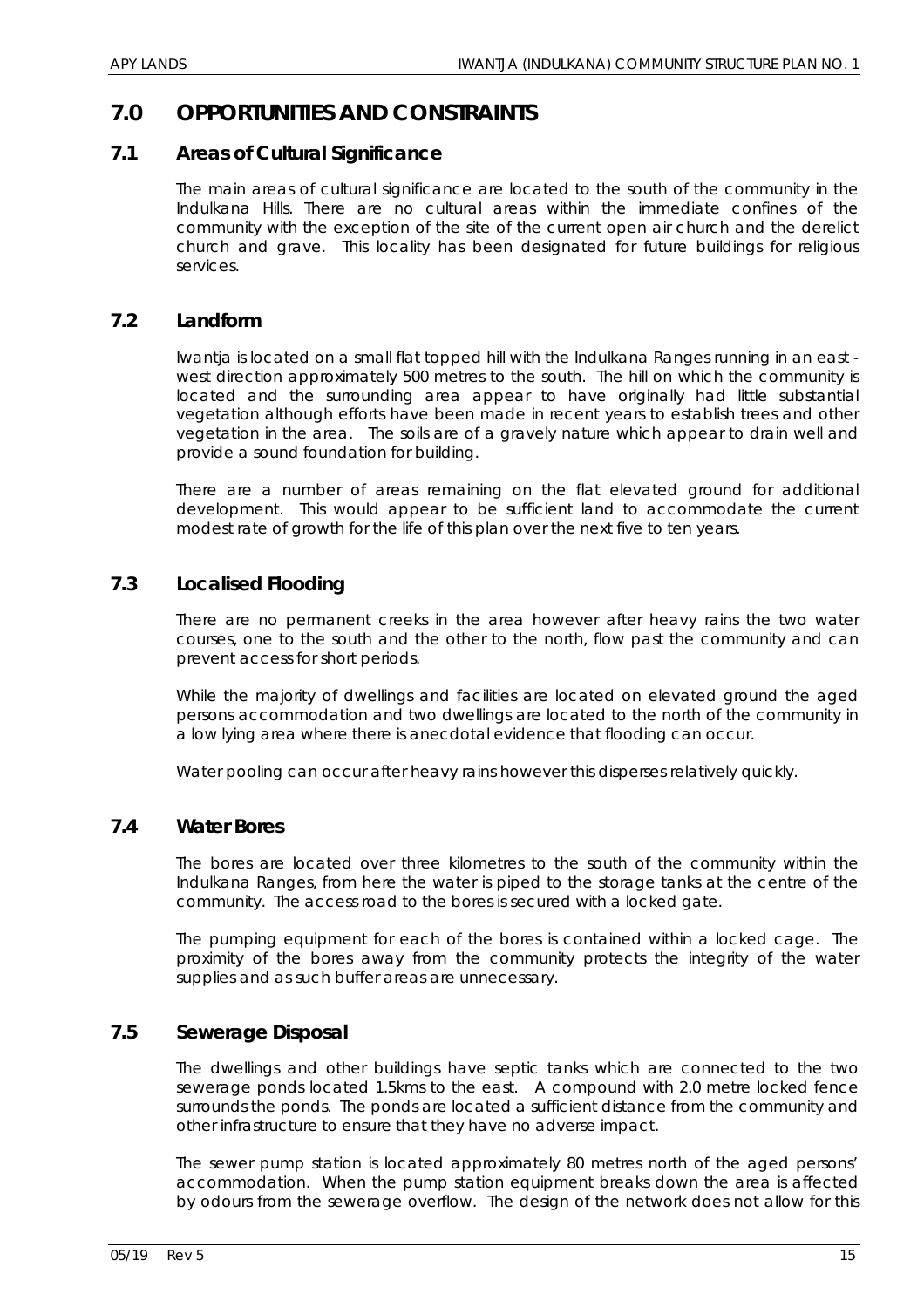# 7.0 OPPORTUNITIES AND CONSTRAINTS

## 7.1 Areas of Cultural Significance

The main areas of cultural significance are located to the south of the community in the Indulkana Hills. There are no cultural areas within the immediate confines of the community with the exception of the site of the current open air church and the derelict church and grave. This locality has been designated for future buildings for religious services.

## 7.2 Landform

Iwantja is located on a small flat topped hill with the Indulkana Ranges running in an east - west direction approximately 500 metres to the south. The hill on which the community is located and the surrounding area appear to have originally had little substantial vegetation although efforts have been made in recent years to establish trees and other vegetation in the area. The soils are of a gravely nature which appear to drain well and provide a sound foundation for building.

There are a number of areas remaining on the flat elevated ground for additional development. This would appear to be sufficient land to accommodate the current modest rate of growth for the life of this plan over the next five to ten years.

## 7.3 Localised Flooding

There are no permanent creeks in the area however after heavy rains the two water courses, one to the south and the other to the north, flow past the community and can prevent access for short periods.

While the majority of dwellings and facilities are located on elevated ground the aged persons accommodation and two dwellings are located to the north of the community in a low lying area where there is anecdotal evidence that flooding can occur.

Water pooling can occur after heavy rains however this disperses relatively quickly.

## 7.4 Water Bores

The bores are located over three kilometres to the south of the community within the Indulkana Ranges, from here the water is piped to the storage tanks at the centre of the community. The access road to the bores is secured with a locked gate.

The pumping equipment for each of the bores is contained within a locked cage. The proximity of the bores away from the community protects the integrity of the water supplies and as such buffer areas are unnecessary.

## 7.5 Sewerage Disposal

The dwellings and other buildings have septic tanks which are connected to the two sewerage ponds located 1.5kms to the east. A compound with 2.0 metre locked fence surrounds the ponds. The ponds are located a sufficient distance from the community and other infrastructure to ensure that they have no adverse impact.

The sewer pump station is located approximately 80 metres north of the aged persons' accommodation. When the pump station equipment breaks down the area is affected by odours from the sewerage overflow. The design of the network does not allow for this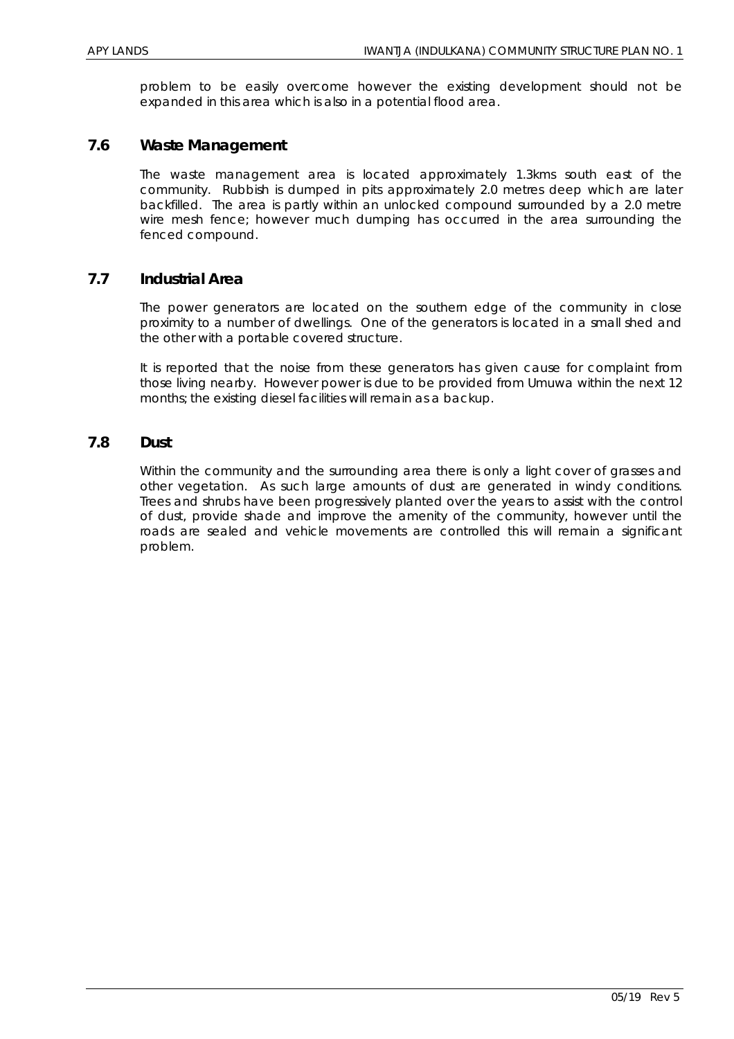problem to be easily overcome however the existing development should not be expanded in this area which is also in a potential flood area.

## 7.6 Waste Management

The waste management area is located approximately 1.3kms south east of the community. Rubbish is dumped in pits approximately 2.0 metres deep which are later backfilled. The area is partly within an unlocked compound surrounded by a 2.0 metre wire mesh fence; however much dumping has occurred in the area surrounding the fenced compound.

## 7.7 Industrial Area

The power generators are located on the southern edge of the community in close proximity to a number of dwellings. One of the generators is located in a small shed and the other with a portable covered structure.

It is reported that the noise from these generators has given cause for complaint from those living nearby. However power is due to be provided from Umuwa within the next 12 months; the existing diesel facilities will remain as a backup.

## 7.8 Dust

Within the community and the surrounding area there is only a light cover of grasses and other vegetation. As such large amounts of dust are generated in windy conditions. Trees and shrubs have been progressively planted over the years to assist with the control of dust, provide shade and improve the amenity of the community, however until the roads are sealed and vehicle movements are controlled this will remain a significant problem.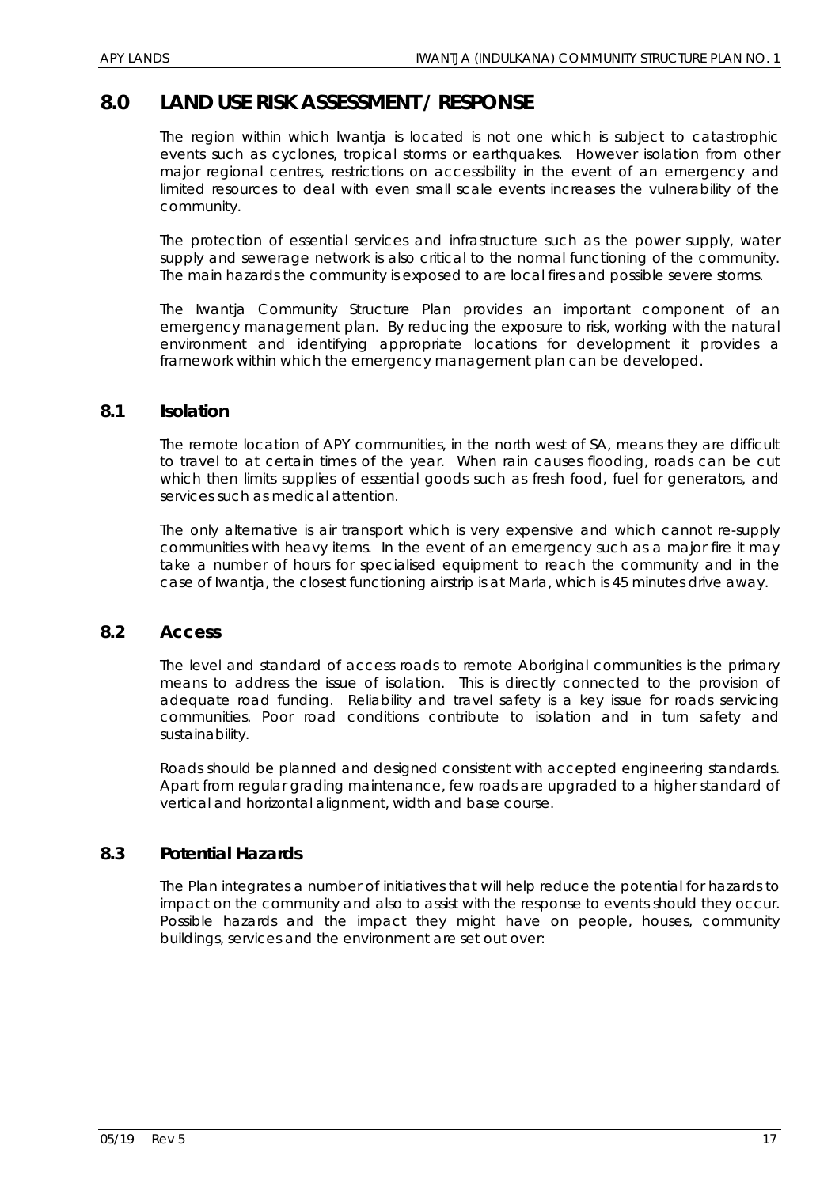# 8.0 LAND USE RISK ASSESSMENT / RESPONSE

The region within which Iwantja is located is not one which is subject to catastrophic events such as cyclones, tropical storms or earthquakes. However isolation from other major regional centres, restrictions on accessibility in the event of an emergency and limited resources to deal with even small scale events increases the vulnerability of the community.

The protection of essential services and infrastructure such as the power supply, water supply and sewerage network is also critical to the normal functioning of the community. The main hazards the community is exposed to are local fires and possible severe storms.

The Iwantja Community Structure Plan provides an important component of an emergency management plan. By reducing the exposure to risk, working with the natural environment and identifying appropriate locations for development it provides a framework within which the emergency management plan can be developed.

## 8.1 Isolation

The remote location of APY communities, in the north west of SA, means they are difficult to travel to at certain times of the year. When rain causes flooding, roads can be cut which then limits supplies of essential goods such as fresh food, fuel for generators, and services such as medical attention.

The only alternative is air transport which is very expensive and which cannot re-supply communities with heavy items. In the event of an emergency such as a major fire it may take a number of hours for specialised equipment to reach the community and in the case of Iwantja, the closest functioning airstrip is at Marla, which is 45 minutes drive away.

## 8.2 Access

The level and standard of access roads to remote Aboriginal communities is the primary means to address the issue of isolation. This is directly connected to the provision of adequate road funding. Reliability and travel safety is a key issue for roads servicing communities. Poor road conditions contribute to isolation and in turn safety and sustainability.

Roads should be planned and designed consistent with accepted engineering standards. Apart from regular grading maintenance, few roads are upgraded to a higher standard of vertical and horizontal alignment, width and base course.

## 8.3 Potential Hazards

The Plan integrates a number of initiatives that will help reduce the potential for hazards to impact on the community and also to assist with the response to events should they occur. Possible hazards and the impact they might have on people, houses, community buildings, services and the environment are set out over: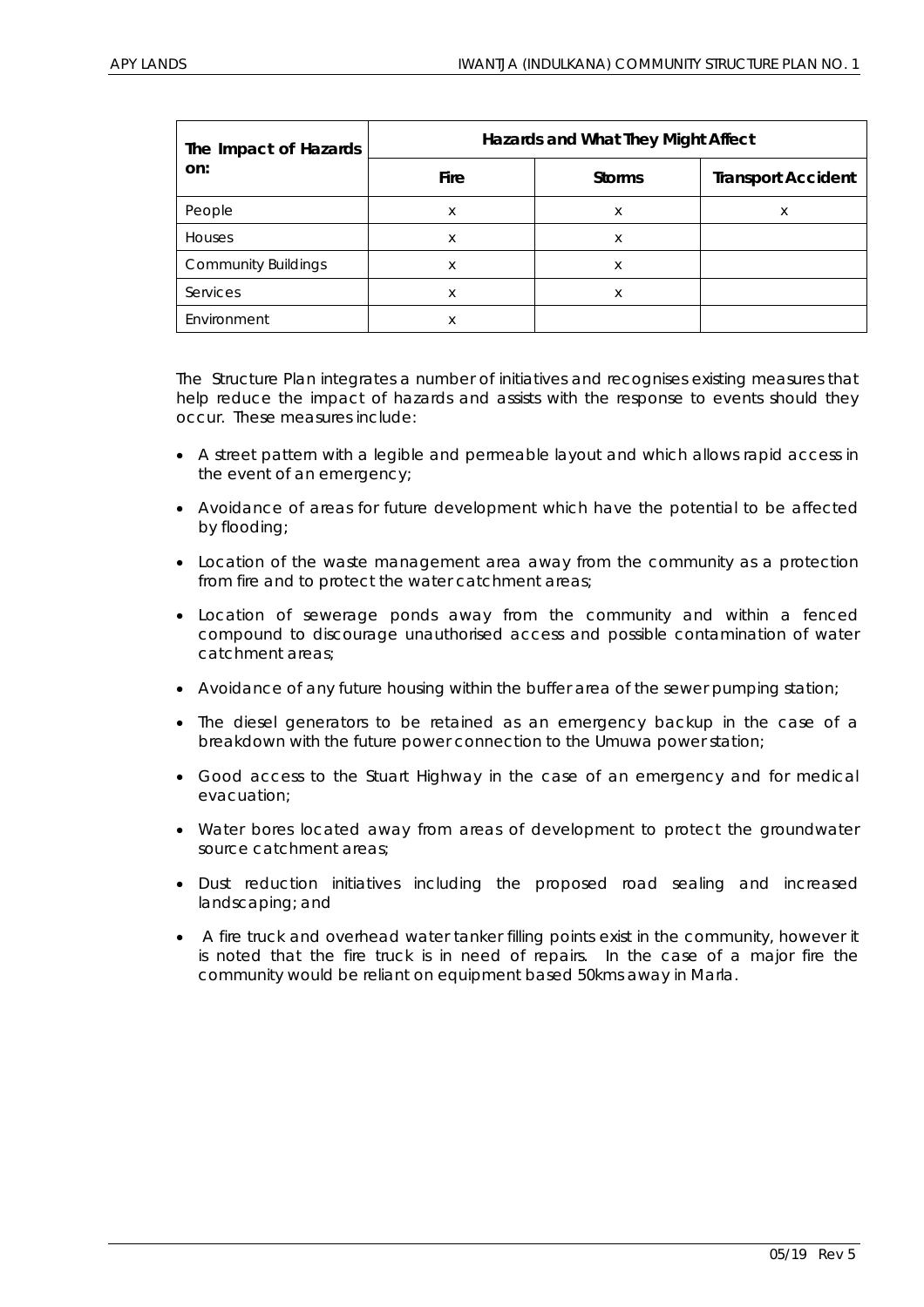| The Impact of Hazards on: | Hazards and What They Might Affect | | |
|---|---|---|---|
| | **Fire** | **Storms** | **Transport Accident** |
| People | x | x | x |
| Houses | x | x | |
| Community Buildings | x | x | |
| Services | x | x | |
| Environment | x | | |

The Structure Plan integrates a number of initiatives and recognises existing measures that help reduce the impact of hazards and assists with the response to events should they occur. These measures include:

- A street pattern with a legible and permeable layout and which allows rapid access in the event of an emergency;
- Avoidance of areas for future development which have the potential to be affected by flooding;
- Location of the waste management area away from the community as a protection from fire and to protect the water catchment areas;
- Location of sewerage ponds away from the community and within a fenced compound to discourage unauthorised access and possible contamination of water catchment areas;
- Avoidance of any future housing within the buffer area of the sewer pumping station;
- The diesel generators to be retained as an emergency backup in the case of a breakdown with the future power connection to the Umuwa power station;
- Good access to the Stuart Highway in the case of an emergency and for medical evacuation;
- Water bores located away from areas of development to protect the groundwater source catchment areas;
- Dust reduction initiatives including the proposed road sealing and increased landscaping; and
- A fire truck and overhead water tanker filling points exist in the community, however it is noted that the fire truck is in need of repairs. In the case of a major fire the community would be reliant on equipment based 50kms away in Marla.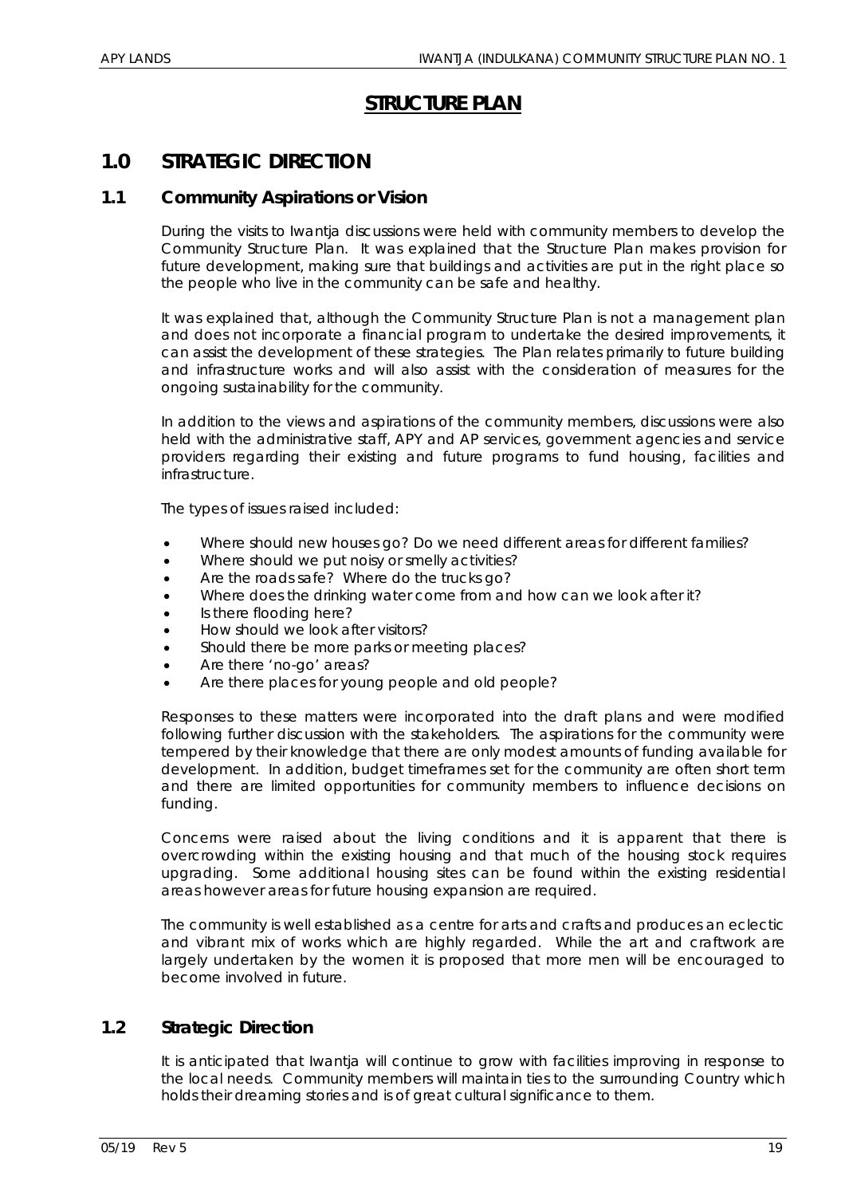# STRUCTURE PLAN

## 1.0 STRATEGIC DIRECTION

### 1.1 Community Aspirations or Vision

During the visits to Iwantja discussions were held with community members to develop the Community Structure Plan. It was explained that the Structure Plan makes provision for future development, making sure that buildings and activities are put in the right place so the people who live in the community can be safe and healthy.

It was explained that, although the Community Structure Plan is not a management plan and does not incorporate a financial program to undertake the desired improvements, it can assist the development of these strategies. The Plan relates primarily to future building and infrastructure works and will also assist with the consideration of measures for the ongoing sustainability for the community.

In addition to the views and aspirations of the community members, discussions were also held with the administrative staff, APY and AP services, government agencies and service providers regarding their existing and future programs to fund housing, facilities and infrastructure.

The types of issues raised included:

- Where should new houses go? Do we need different areas for different families?
- Where should we put noisy or smelly activities?
- Are the roads safe? Where do the trucks go?
- Where does the drinking water come from and how can we look after it?
- Is there flooding here?
- How should we look after visitors?
- Should there be more parks or meeting places?
- Are there 'no-go' areas?
- Are there places for young people and old people?

Responses to these matters were incorporated into the draft plans and were modified following further discussion with the stakeholders. The aspirations for the community were tempered by their knowledge that there are only modest amounts of funding available for development. In addition, budget timeframes set for the community are often short term and there are limited opportunities for community members to influence decisions on funding.

Concerns were raised about the living conditions and it is apparent that there is overcrowding within the existing housing and that much of the housing stock requires upgrading. Some additional housing sites can be found within the existing residential areas however areas for future housing expansion are required.

The community is well established as a centre for arts and crafts and produces an eclectic and vibrant mix of works which are highly regarded. While the art and craftwork are largely undertaken by the women it is proposed that more men will be encouraged to become involved in future.

### 1.2 Strategic Direction

It is anticipated that Iwantja will continue to grow with facilities improving in response to the local needs. Community members will maintain ties to the surrounding Country which holds their dreaming stories and is of great cultural significance to them.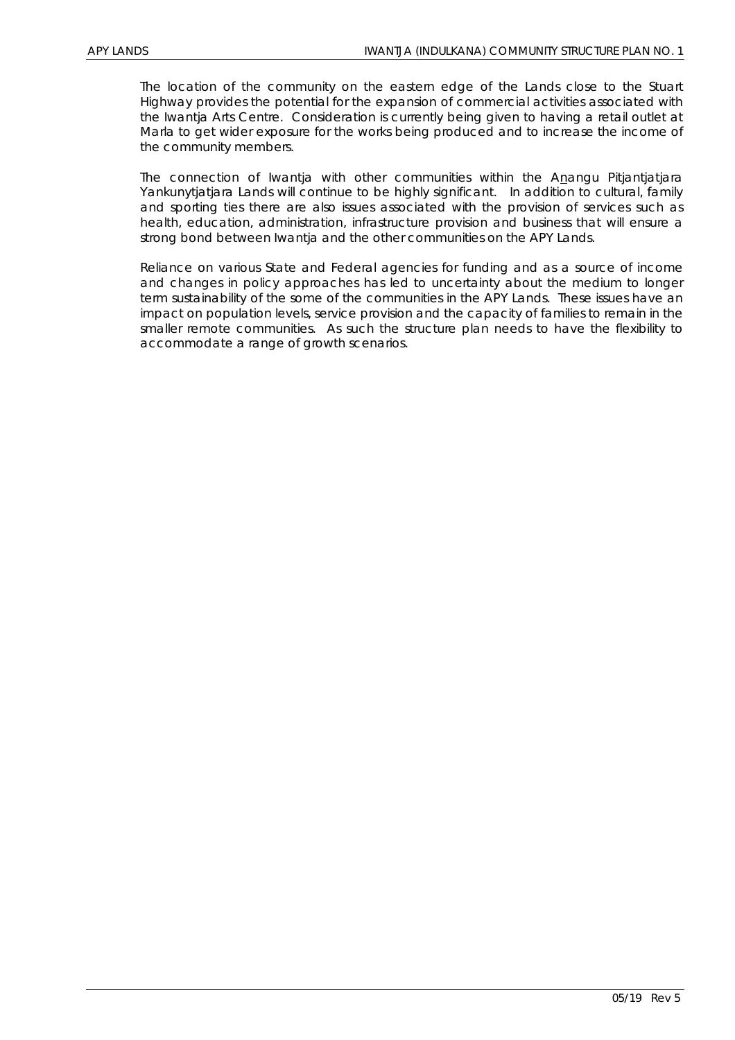The location of the community on the eastern edge of the Lands close to the Stuart Highway provides the potential for the expansion of commercial activities associated with the Iwantja Arts Centre. Consideration is currently being given to having a retail outlet at Marla to get wider exposure for the works being produced and to increase the income of the community members.

The connection of Iwantja with other communities within the A<u>n</u>angu Pitjantjatjara Yankunytjatjara Lands will continue to be highly significant. In addition to cultural, family and sporting ties there are also issues associated with the provision of services such as health, education, administration, infrastructure provision and business that will ensure a strong bond between Iwantja and the other communities on the APY Lands.

Reliance on various State and Federal agencies for funding and as a source of income and changes in policy approaches has led to uncertainty about the medium to longer term sustainability of the some of the communities in the APY Lands. These issues have an impact on population levels, service provision and the capacity of families to remain in the smaller remote communities. As such the structure plan needs to have the flexibility to accommodate a range of growth scenarios.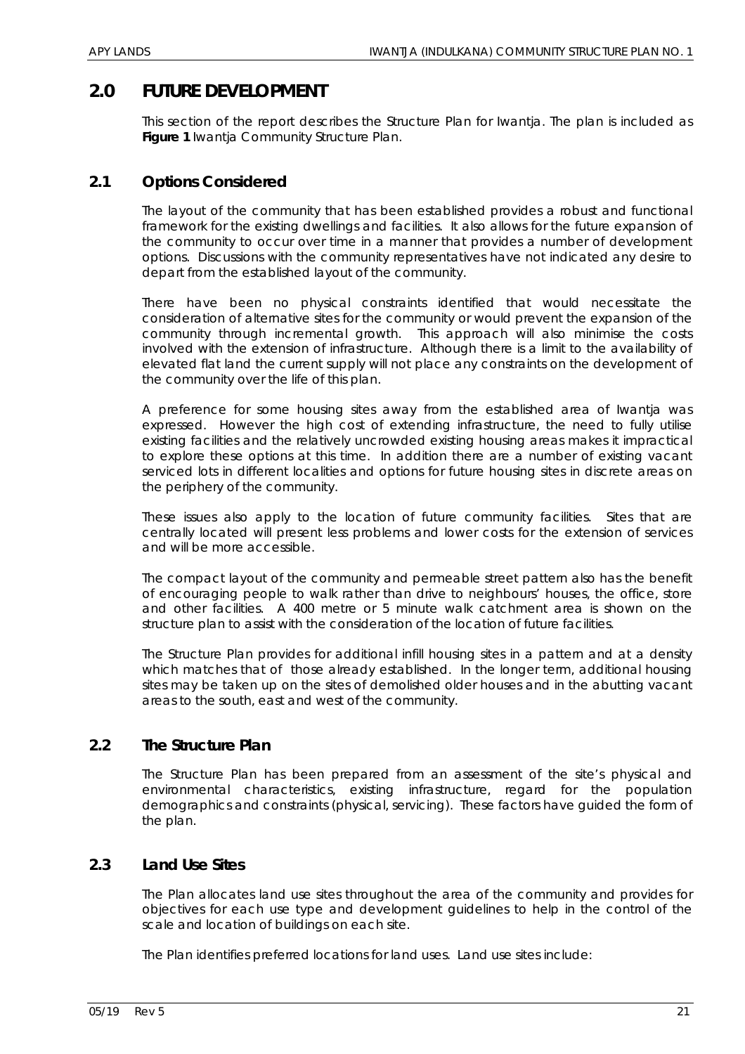# 2.0 FUTURE DEVELOPMENT

This section of the report describes the Structure Plan for Iwantja. The plan is included as **Figure 1** Iwantja Community Structure Plan.

## 2.1 Options Considered

The layout of the community that has been established provides a robust and functional framework for the existing dwellings and facilities. It also allows for the future expansion of the community to occur over time in a manner that provides a number of development options. Discussions with the community representatives have not indicated any desire to depart from the established layout of the community.

There have been no physical constraints identified that would necessitate the consideration of alternative sites for the community or would prevent the expansion of the community through incremental growth. This approach will also minimise the costs involved with the extension of infrastructure. Although there is a limit to the availability of elevated flat land the current supply will not place any constraints on the development of the community over the life of this plan.

A preference for some housing sites away from the established area of Iwantja was expressed. However the high cost of extending infrastructure, the need to fully utilise existing facilities and the relatively uncrowded existing housing areas makes it impractical to explore these options at this time. In addition there are a number of existing vacant serviced lots in different localities and options for future housing sites in discrete areas on the periphery of the community.

These issues also apply to the location of future community facilities. Sites that are centrally located will present less problems and lower costs for the extension of services and will be more accessible.

The compact layout of the community and permeable street pattern also has the benefit of encouraging people to walk rather than drive to neighbours' houses, the office, store and other facilities. A 400 metre or 5 minute walk catchment area is shown on the structure plan to assist with the consideration of the location of future facilities.

The Structure Plan provides for additional infill housing sites in a pattern and at a density which matches that of those already established. In the longer term, additional housing sites may be taken up on the sites of demolished older houses and in the abutting vacant areas to the south, east and west of the community.

## 2.2 The Structure Plan

The Structure Plan has been prepared from an assessment of the site's physical and environmental characteristics, existing infrastructure, regard for the population demographics and constraints (physical, servicing). These factors have guided the form of the plan.

## 2.3 Land Use Sites

The Plan allocates land use sites throughout the area of the community and provides for objectives for each use type and development guidelines to help in the control of the scale and location of buildings on each site.

The Plan identifies preferred locations for land uses. Land use sites include: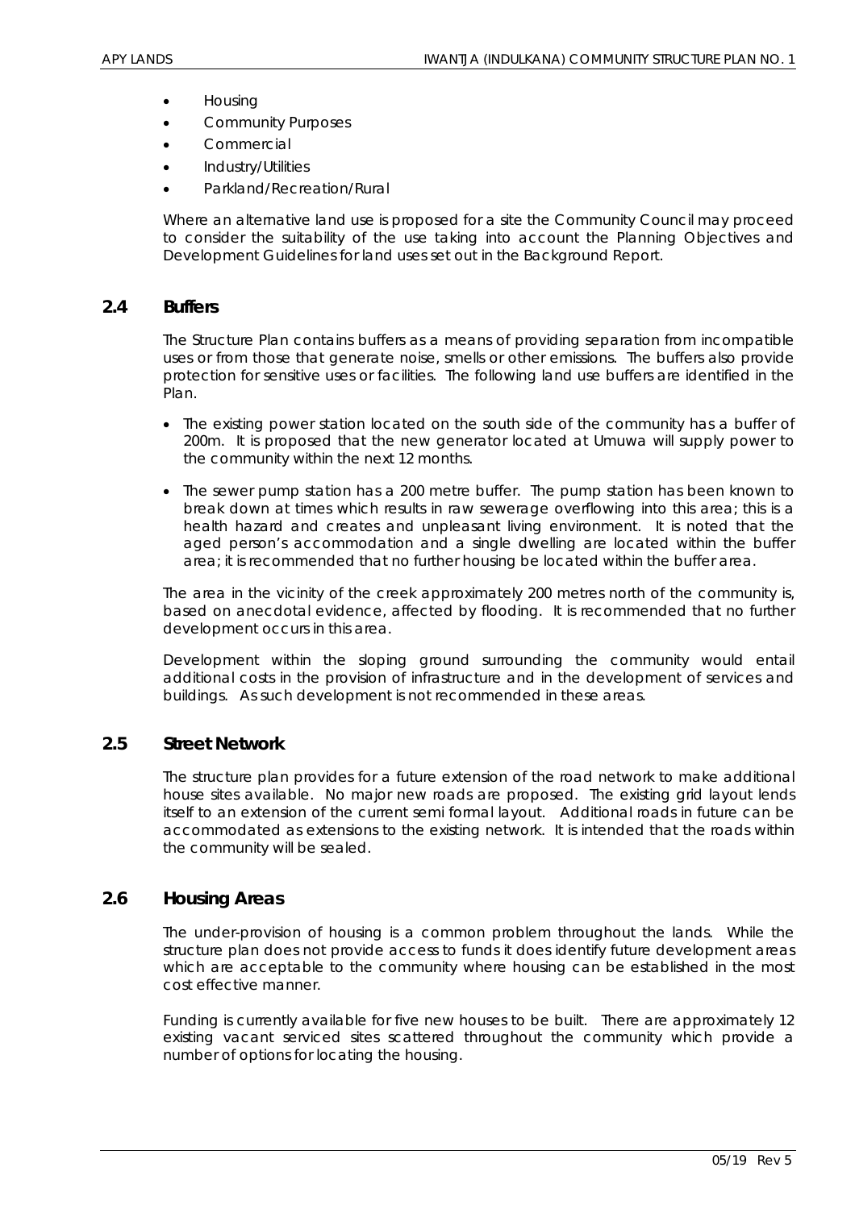- Housing
- Community Purposes
- Commercial
- Industry/Utilities
- Parkland/Recreation/Rural

Where an alternative land use is proposed for a site the Community Council may proceed to consider the suitability of the use taking into account the Planning Objectives and Development Guidelines for land uses set out in the Background Report.

## 2.4 Buffers

The Structure Plan contains buffers as a means of providing separation from incompatible uses or from those that generate noise, smells or other emissions. The buffers also provide protection for sensitive uses or facilities. The following land use buffers are identified in the Plan.

- The existing power station located on the south side of the community has a buffer of 200m. It is proposed that the new generator located at Umuwa will supply power to the community within the next 12 months.
- The sewer pump station has a 200 metre buffer. The pump station has been known to break down at times which results in raw sewerage overflowing into this area; this is a health hazard and creates and unpleasant living environment. It is noted that the aged person's accommodation and a single dwelling are located within the buffer area; it is recommended that no further housing be located within the buffer area.

The area in the vicinity of the creek approximately 200 metres north of the community is, based on anecdotal evidence, affected by flooding. It is recommended that no further development occurs in this area.

Development within the sloping ground surrounding the community would entail additional costs in the provision of infrastructure and in the development of services and buildings. As such development is not recommended in these areas.

## 2.5 Street Network

The structure plan provides for a future extension of the road network to make additional house sites available. No major new roads are proposed. The existing grid layout lends itself to an extension of the current semi formal layout. Additional roads in future can be accommodated as extensions to the existing network. It is intended that the roads within the community will be sealed.

## 2.6 Housing Areas

The under-provision of housing is a common problem throughout the lands. While the structure plan does not provide access to funds it does identify future development areas which are acceptable to the community where housing can be established in the most cost effective manner.

Funding is currently available for five new houses to be built. There are approximately 12 existing vacant serviced sites scattered throughout the community which provide a number of options for locating the housing.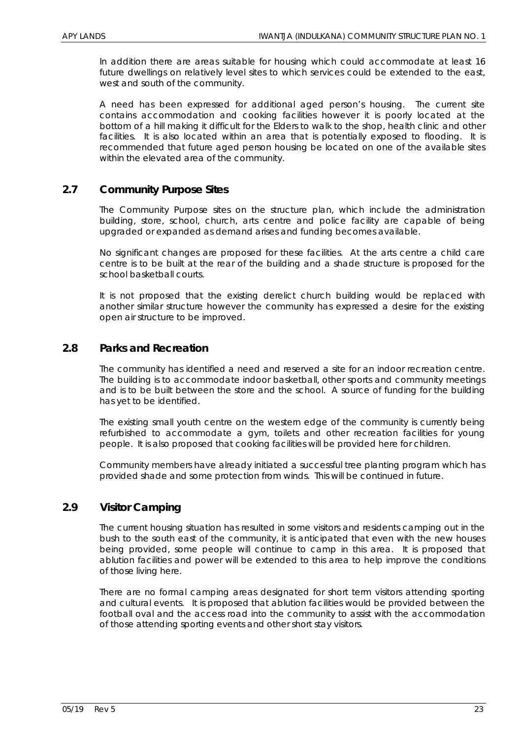In addition there are areas suitable for housing which could accommodate at least 16 future dwellings on relatively level sites to which services could be extended to the east, west and south of the community.

A need has been expressed for additional aged person's housing. The current site contains accommodation and cooking facilities however it is poorly located at the bottom of a hill making it difficult for the Elders to walk to the shop, health clinic and other facilities. It is also located within an area that is potentially exposed to flooding. It is recommended that future aged person housing be located on one of the available sites within the elevated area of the community.

## 2.7 Community Purpose Sites

The Community Purpose sites on the structure plan, which include the administration building, store, school, church, arts centre and police facility are capable of being upgraded or expanded as demand arises and funding becomes available.

No significant changes are proposed for these facilities. At the arts centre a child care centre is to be built at the rear of the building and a shade structure is proposed for the school basketball courts.

It is not proposed that the existing derelict church building would be replaced with another similar structure however the community has expressed a desire for the existing open air structure to be improved.

## 2.8 Parks and Recreation

The community has identified a need and reserved a site for an indoor recreation centre. The building is to accommodate indoor basketball, other sports and community meetings and is to be built between the store and the school. A source of funding for the building has yet to be identified.

The existing small youth centre on the western edge of the community is currently being refurbished to accommodate a gym, toilets and other recreation facilities for young people. It is also proposed that cooking facilities will be provided here for children.

Community members have already initiated a successful tree planting program which has provided shade and some protection from winds. This will be continued in future.

## 2.9 Visitor Camping

The current housing situation has resulted in some visitors and residents camping out in the bush to the south east of the community, it is anticipated that even with the new houses being provided, some people will continue to camp in this area. It is proposed that ablution facilities and power will be extended to this area to help improve the conditions of those living here.

There are no formal camping areas designated for short term visitors attending sporting and cultural events. It is proposed that ablution facilities would be provided between the football oval and the access road into the community to assist with the accommodation of those attending sporting events and other short stay visitors.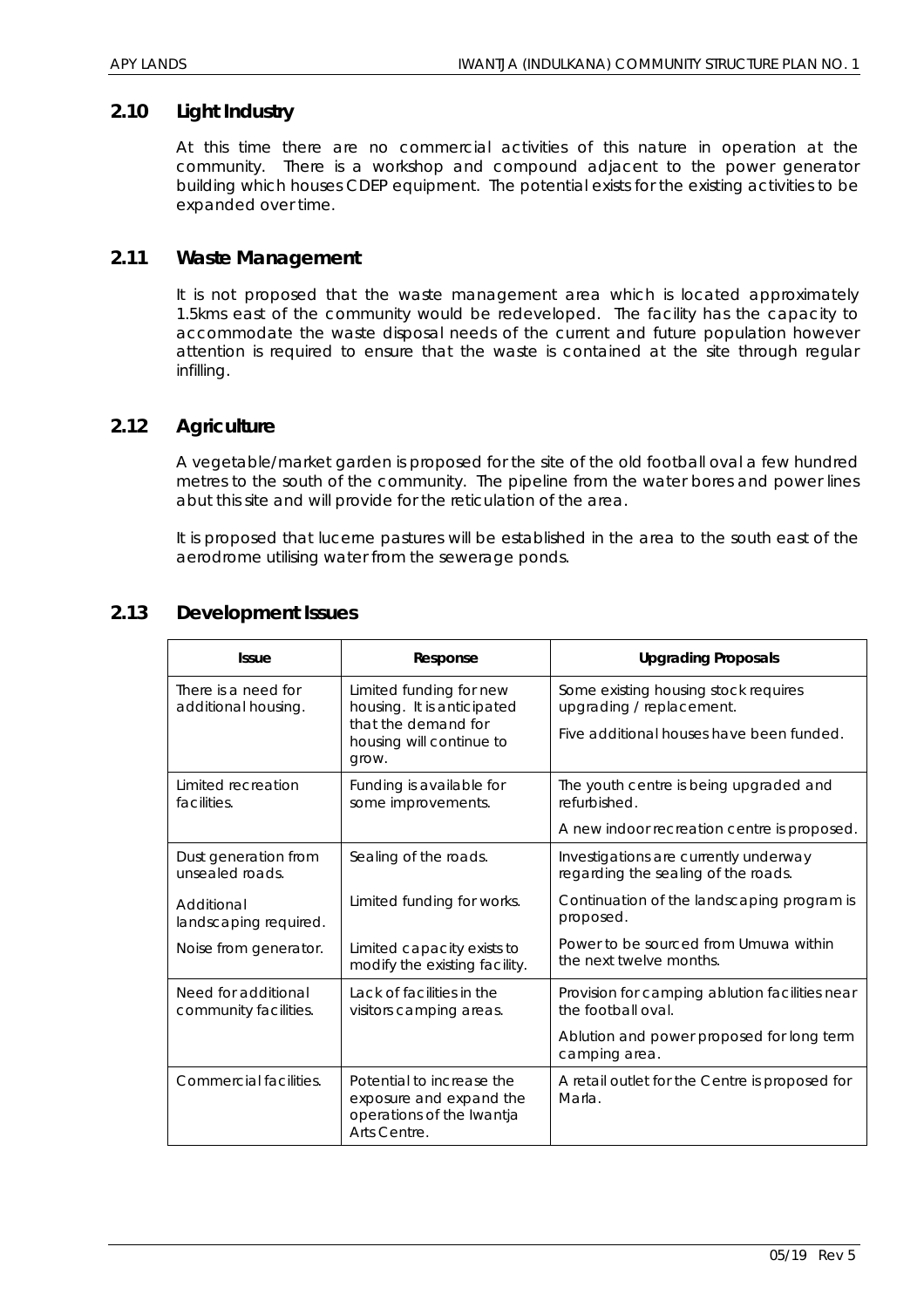## 2.10 Light Industry

At this time there are no commercial activities of this nature in operation at the community. There is a workshop and compound adjacent to the power generator building which houses CDEP equipment. The potential exists for the existing activities to be expanded over time.

## 2.11 Waste Management

It is not proposed that the waste management area which is located approximately 1.5kms east of the community would be redeveloped. The facility has the capacity to accommodate the waste disposal needs of the current and future population however attention is required to ensure that the waste is contained at the site through regular infilling.

## 2.12 Agriculture

A vegetable/market garden is proposed for the site of the old football oval a few hundred metres to the south of the community. The pipeline from the water bores and power lines abut this site and will provide for the reticulation of the area.

It is proposed that lucerne pastures will be established in the area to the south east of the aerodrome utilising water from the sewerage ponds.

## 2.13 Development Issues

| Issue | Response | Upgrading Proposals |
|---|---|---|
| There is a need for additional housing. | Limited funding for new housing. It is anticipated that the demand for housing will continue to grow. | Some existing housing stock requires upgrading / replacement.<br><br>Five additional houses have been funded. |
| Limited recreation facilities. | Funding is available for some improvements. | The youth centre is being upgraded and refurbished.<br><br>A new indoor recreation centre is proposed. |
| Dust generation from unsealed roads. | Sealing of the roads. | Investigations are currently underway regarding the sealing of the roads. |
| Additional landscaping required. | Limited funding for works. | Continuation of the landscaping program is proposed. |
| Noise from generator. | Limited capacity exists to modify the existing facility. | Power to be sourced from Umuwa within the next twelve months. |
| Need for additional community facilities. | Lack of facilities in the visitors camping areas. | Provision for camping ablution facilities near the football oval.<br><br>Ablution and power proposed for long term camping area. |
| Commercial facilities. | Potential to increase the exposure and expand the operations of the Iwantja Arts Centre. | A retail outlet for the Centre is proposed for Marla. |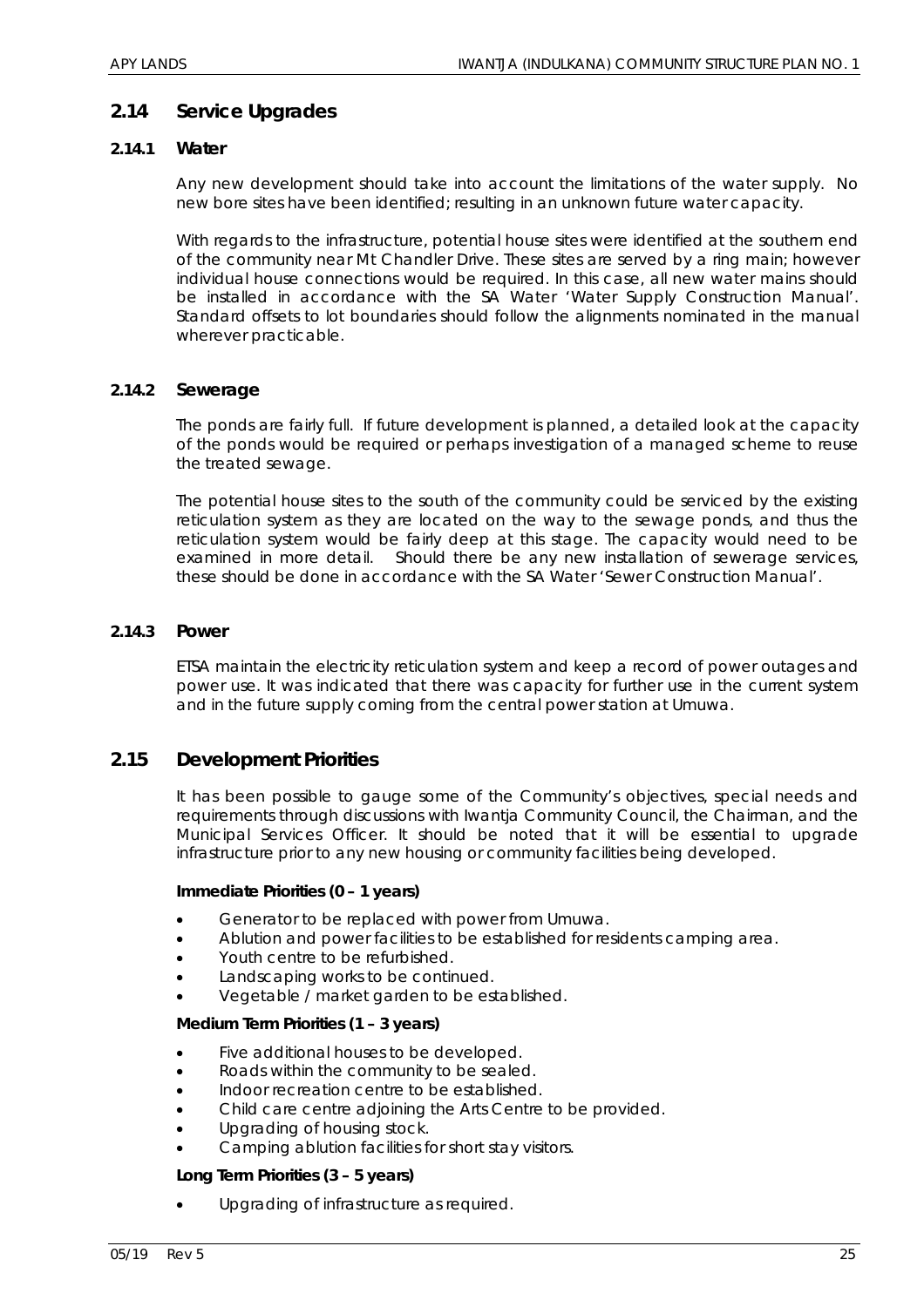## 2.14 Service Upgrades

### 2.14.1 Water

Any new development should take into account the limitations of the water supply. No new bore sites have been identified; resulting in an unknown future water capacity.

With regards to the infrastructure, potential house sites were identified at the southern end of the community near Mt Chandler Drive. These sites are served by a ring main; however individual house connections would be required. In this case, all new water mains should be installed in accordance with the SA Water 'Water Supply Construction Manual'. Standard offsets to lot boundaries should follow the alignments nominated in the manual wherever practicable.

### 2.14.2 Sewerage

The ponds are fairly full. If future development is planned, a detailed look at the capacity of the ponds would be required or perhaps investigation of a managed scheme to reuse the treated sewage.

The potential house sites to the south of the community could be serviced by the existing reticulation system as they are located on the way to the sewage ponds, and thus the reticulation system would be fairly deep at this stage. The capacity would need to be examined in more detail. Should there be any new installation of sewerage services, these should be done in accordance with the SA Water 'Sewer Construction Manual'.

### 2.14.3 Power

ETSA maintain the electricity reticulation system and keep a record of power outages and power use. It was indicated that there was capacity for further use in the current system and in the future supply coming from the central power station at Umuwa.

## 2.15 Development Priorities

It has been possible to gauge some of the Community's objectives, special needs and requirements through discussions with Iwantja Community Council, the Chairman, and the Municipal Services Officer. It should be noted that it will be essential to upgrade infrastructure prior to any new housing or community facilities being developed.

**Immediate Priorities (0 – 1 years)**

- Generator to be replaced with power from Umuwa.
- Ablution and power facilities to be established for residents camping area.
- Youth centre to be refurbished.
- Landscaping works to be continued.
- Vegetable / market garden to be established.

**Medium Term Priorities (1 – 3 years)**

- Five additional houses to be developed.
- Roads within the community to be sealed.
- Indoor recreation centre to be established.
- Child care centre adjoining the Arts Centre to be provided.
- Upgrading of housing stock.
- Camping ablution facilities for short stay visitors.

**Long Term Priorities (3 – 5 years)**

- Upgrading of infrastructure as required.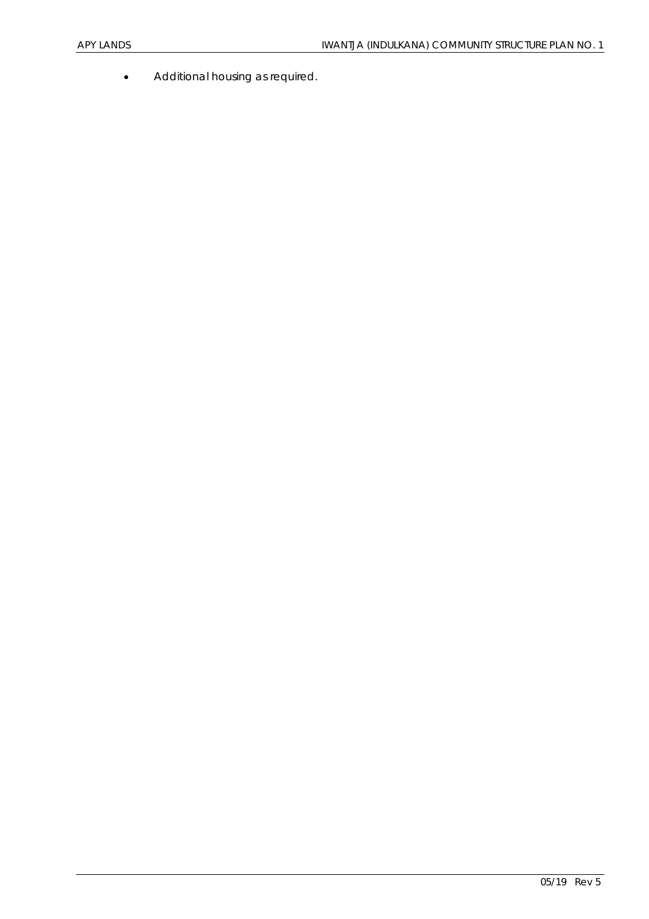- Additional housing as required.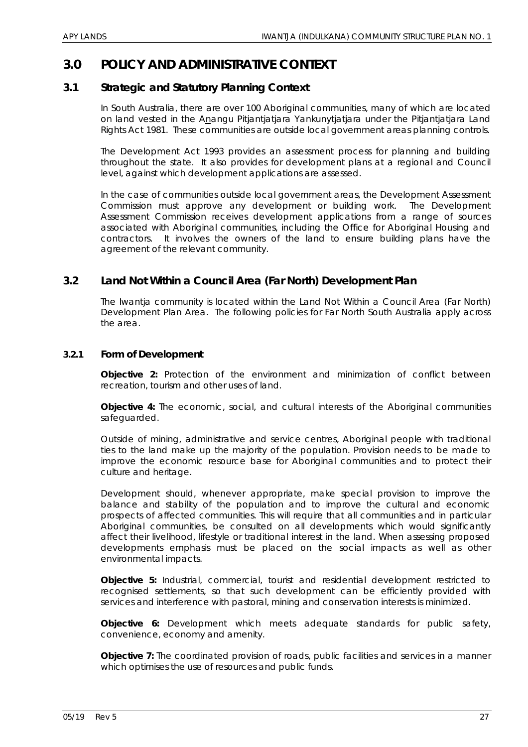# 3.0 POLICY AND ADMINISTRATIVE CONTEXT

## 3.1 Strategic and Statutory Planning Context

In South Australia, there are over 100 Aboriginal communities, many of which are located on land vested in the Anangu Pitjantjatjara Yankunytjatjara under the Pitjantjatjara Land Rights Act 1981. These communities are outside local government areas planning controls.

The Development Act 1993 provides an assessment process for planning and building throughout the state. It also provides for development plans at a regional and Council level, against which development applications are assessed.

In the case of communities outside local government areas, the Development Assessment Commission must approve any development or building work. The Development Assessment Commission receives development applications from a range of sources associated with Aboriginal communities, including the Office for Aboriginal Housing and contractors. It involves the owners of the land to ensure building plans have the agreement of the relevant community.

## 3.2 Land Not Within a Council Area (Far North) Development Plan

The Iwantja community is located within the Land Not Within a Council Area (Far North) Development Plan Area. The following policies for Far North South Australia apply across the area.

### 3.2.1 Form of Development

**Objective 2:** Protection of the environment and minimization of conflict between recreation, tourism and other uses of land.

**Objective 4:** The economic, social, and cultural interests of the Aboriginal communities safeguarded.

Outside of mining, administrative and service centres, Aboriginal people with traditional ties to the land make up the majority of the population. Provision needs to be made to improve the economic resource base for Aboriginal communities and to protect their culture and heritage.

Development should, whenever appropriate, make special provision to improve the balance and stability of the population and to improve the cultural and economic prospects of affected communities. This will require that all communities and in particular Aboriginal communities, be consulted on all developments which would significantly affect their livelihood, lifestyle or traditional interest in the land. When assessing proposed developments emphasis must be placed on the social impacts as well as other environmental impacts.

**Objective 5:** Industrial, commercial, tourist and residential development restricted to recognised settlements, so that such development can be efficiently provided with services and interference with pastoral, mining and conservation interests is minimized.

**Objective 6:** Development which meets adequate standards for public safety, convenience, economy and amenity.

**Objective 7:** The coordinated provision of roads, public facilities and services in a manner which optimises the use of resources and public funds.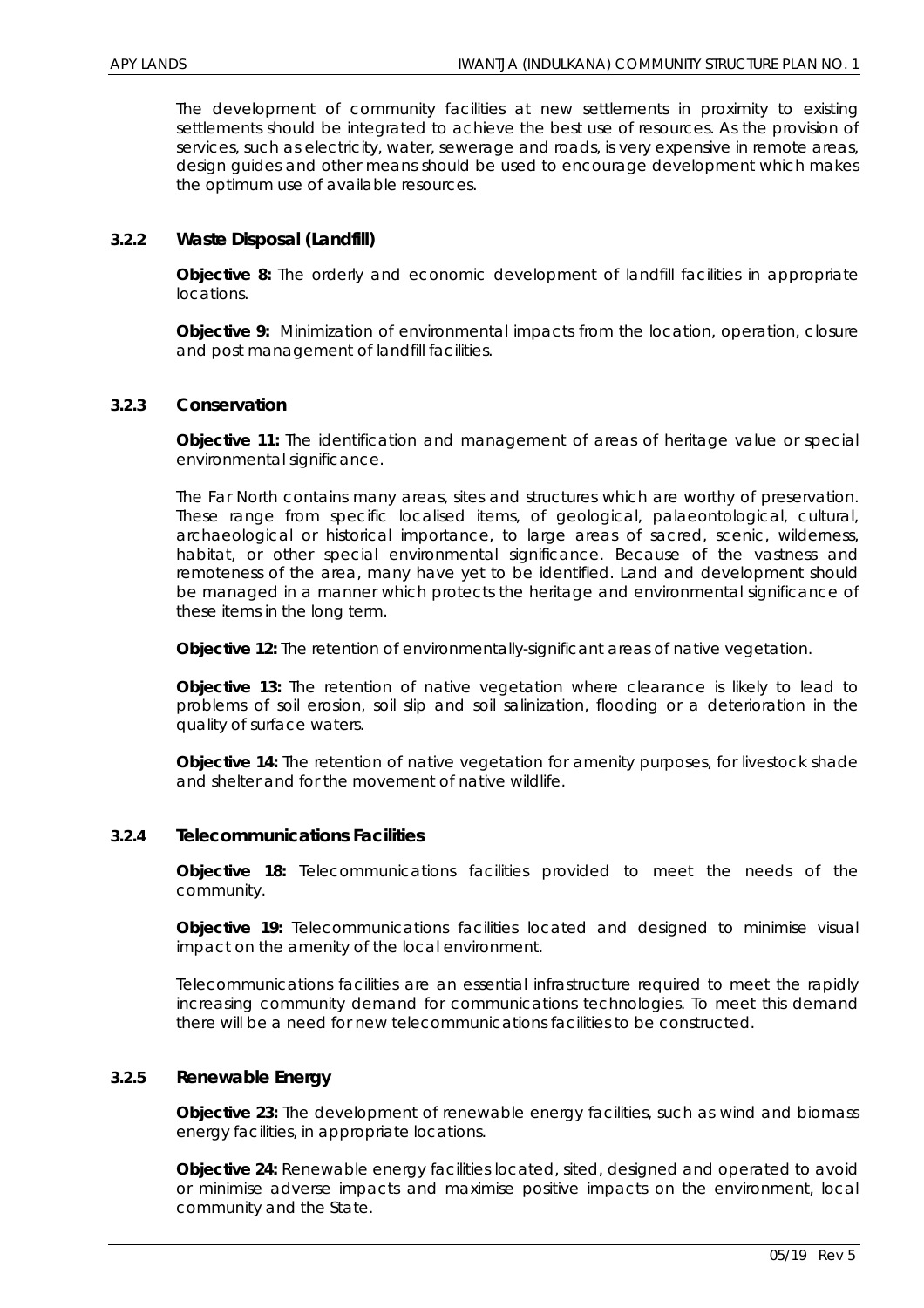The development of community facilities at new settlements in proximity to existing settlements should be integrated to achieve the best use of resources. As the provision of services, such as electricity, water, sewerage and roads, is very expensive in remote areas, design guides and other means should be used to encourage development which makes the optimum use of available resources.

### 3.2.2 Waste Disposal (Landfill)

**Objective 8:** The orderly and economic development of landfill facilities in appropriate locations.

**Objective 9:** Minimization of environmental impacts from the location, operation, closure and post management of landfill facilities.

### 3.2.3 Conservation

**Objective 11:** The identification and management of areas of heritage value or special environmental significance.

The Far North contains many areas, sites and structures which are worthy of preservation. These range from specific localised items, of geological, palaeontological, cultural, archaeological or historical importance, to large areas of sacred, scenic, wilderness, habitat, or other special environmental significance. Because of the vastness and remoteness of the area, many have yet to be identified. Land and development should be managed in a manner which protects the heritage and environmental significance of these items in the long term.

**Objective 12:** The retention of environmentally-significant areas of native vegetation.

**Objective 13:** The retention of native vegetation where clearance is likely to lead to problems of soil erosion, soil slip and soil salinization, flooding or a deterioration in the quality of surface waters.

**Objective 14:** The retention of native vegetation for amenity purposes, for livestock shade and shelter and for the movement of native wildlife.

### 3.2.4 Telecommunications Facilities

**Objective 18:** Telecommunications facilities provided to meet the needs of the community.

**Objective 19:** Telecommunications facilities located and designed to minimise visual impact on the amenity of the local environment.

Telecommunications facilities are an essential infrastructure required to meet the rapidly increasing community demand for communications technologies. To meet this demand there will be a need for new telecommunications facilities to be constructed.

### 3.2.5 Renewable Energy

**Objective 23:** The development of renewable energy facilities, such as wind and biomass energy facilities, in appropriate locations.

**Objective 24:** Renewable energy facilities located, sited, designed and operated to avoid or minimise adverse impacts and maximise positive impacts on the environment, local community and the State.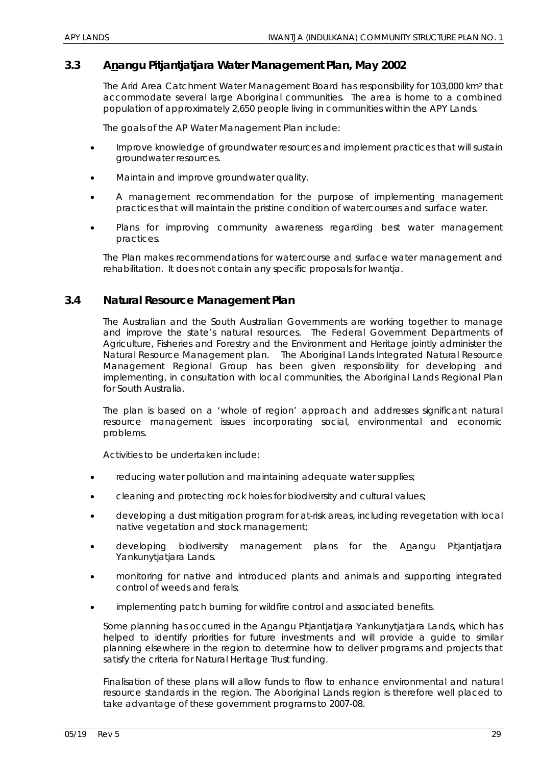## 3.3 A<u>n</u>angu Pitjantjatjara Water Management Plan, May 2002

The Arid Area Catchment Water Management Board has responsibility for 103,000 km$^2$ that accommodate several large Aboriginal communities. The area is home to a combined population of approximately 2,650 people living in communities within the APY Lands.

The goals of the AP Water Management Plan include:

- Improve knowledge of groundwater resources and implement practices that will sustain groundwater resources.
- Maintain and improve groundwater quality.
- A management recommendation for the purpose of implementing management practices that will maintain the pristine condition of watercourses and surface water.
- Plans for improving community awareness regarding best water management practices.

The Plan makes recommendations for watercourse and surface water management and rehabilitation. It does not contain any specific proposals for Iwantja.

## 3.4 Natural Resource Management Plan

The Australian and the South Australian Governments are working together to manage and improve the state's natural resources. The Federal Government Departments of Agriculture, Fisheries and Forestry and the Environment and Heritage jointly administer the Natural Resource Management plan. The Aboriginal Lands Integrated Natural Resource Management Regional Group has been given responsibility for developing and implementing, in consultation with local communities, the Aboriginal Lands Regional Plan for South Australia.

The plan is based on a 'whole of region' approach and addresses significant natural resource management issues incorporating social, environmental and economic problems.

Activities to be undertaken include:

- reducing water pollution and maintaining adequate water supplies;
- cleaning and protecting rock holes for biodiversity and cultural values;
- developing a dust mitigation program for at-risk areas, including revegetation with local native vegetation and stock management;
- developing biodiversity management plans for the A<u>n</u>angu Pitjantjatjara Yankunytjatjara Lands.
- monitoring for native and introduced plants and animals and supporting integrated control of weeds and ferals;
- implementing patch burning for wildfire control and associated benefits.

Some planning has occurred in the A<u>n</u>angu Pitjantjatjara Yankunytjatjara Lands, which has helped to identify priorities for future investments and will provide a guide to similar planning elsewhere in the region to determine how to deliver programs and projects that satisfy the criteria for Natural Heritage Trust funding.

Finalisation of these plans will allow funds to flow to enhance environmental and natural resource standards in the region. The Aboriginal Lands region is therefore well placed to take advantage of these government programs to 2007-08.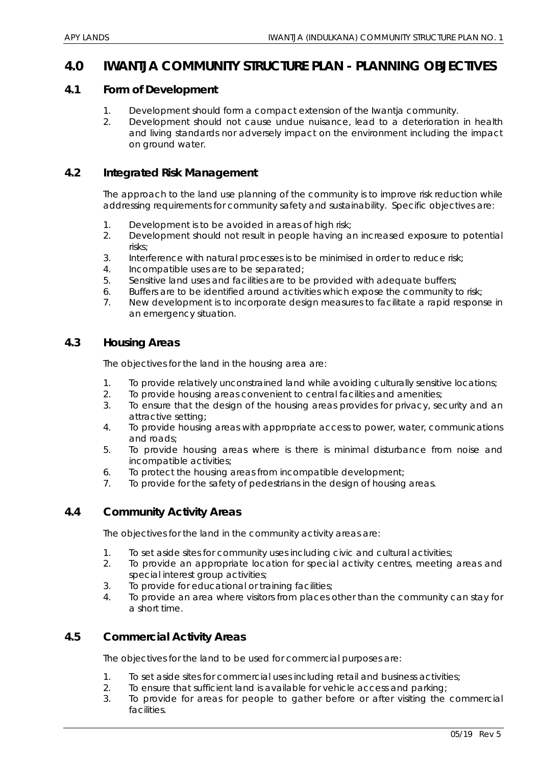# 4.0 IWANTJA COMMUNITY STRUCTURE PLAN - PLANNING OBJECTIVES

## 4.1 Form of Development

1. Development should form a compact extension of the Iwantja community.
2. Development should not cause undue nuisance, lead to a deterioration in health and living standards nor adversely impact on the environment including the impact on ground water.

## 4.2 Integrated Risk Management

The approach to the land use planning of the community is to improve risk reduction while addressing requirements for community safety and sustainability. Specific objectives are:

1. Development is to be avoided in areas of high risk;
2. Development should not result in people having an increased exposure to potential risks;
3. Interference with natural processes is to be minimised in order to reduce risk;
4. Incompatible uses are to be separated;
5. Sensitive land uses and facilities are to be provided with adequate buffers;
6. Buffers are to be identified around activities which expose the community to risk;
7. New development is to incorporate design measures to facilitate a rapid response in an emergency situation.

## 4.3 Housing Areas

The objectives for the land in the housing area are:

1. To provide relatively unconstrained land while avoiding culturally sensitive locations;
2. To provide housing areas convenient to central facilities and amenities;
3. To ensure that the design of the housing areas provides for privacy, security and an attractive setting;
4. To provide housing areas with appropriate access to power, water, communications and roads;
5. To provide housing areas where is there is minimal disturbance from noise and incompatible activities;
6. To protect the housing areas from incompatible development;
7. To provide for the safety of pedestrians in the design of housing areas.

## 4.4 Community Activity Areas

The objectives for the land in the community activity areas are:

1. To set aside sites for community uses including civic and cultural activities;
2. To provide an appropriate location for special activity centres, meeting areas and special interest group activities;
3. To provide for educational or training facilities;
4. To provide an area where visitors from places other than the community can stay for a short time.

## 4.5 Commercial Activity Areas

The objectives for the land to be used for commercial purposes are:

1. To set aside sites for commercial uses including retail and business activities;
2. To ensure that sufficient land is available for vehicle access and parking;
3. To provide for areas for people to gather before or after visiting the commercial facilities.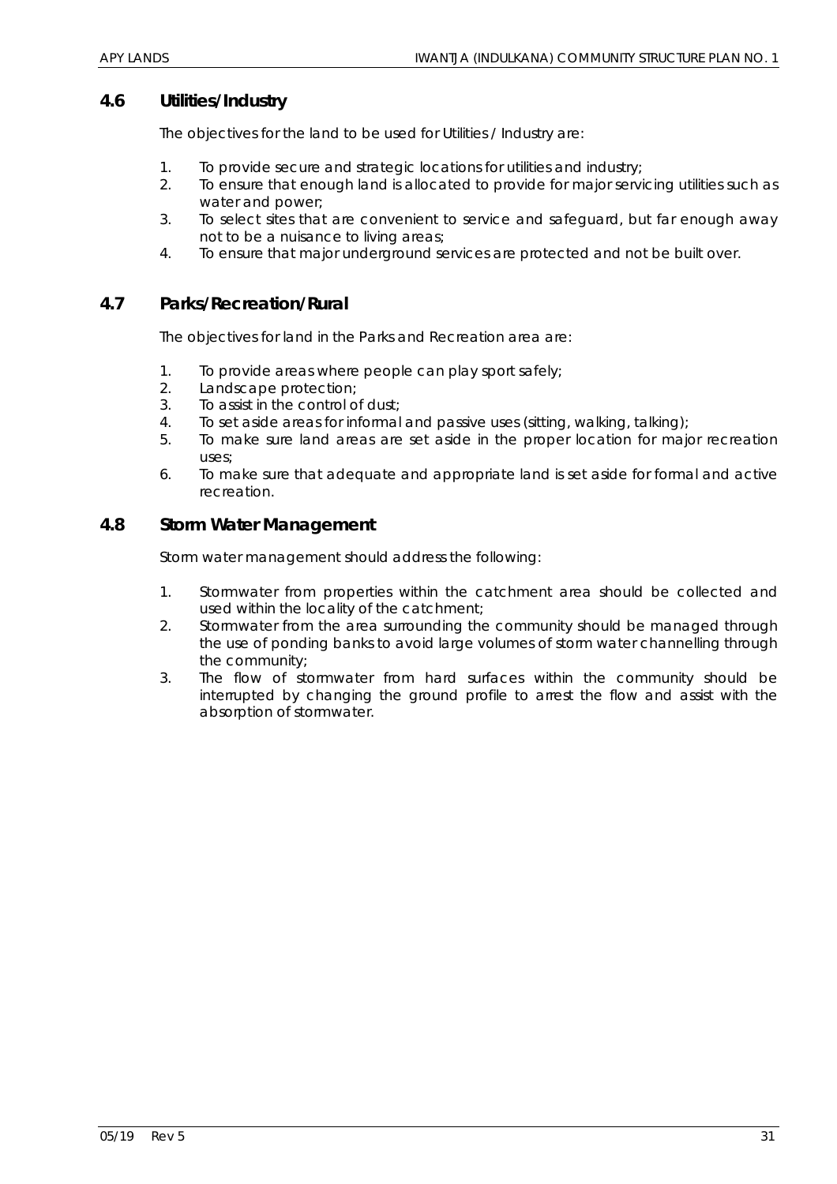## 4.6 Utilities/Industry

The objectives for the land to be used for Utilities / Industry are:

1. To provide secure and strategic locations for utilities and industry;
2. To ensure that enough land is allocated to provide for major servicing utilities such as water and power;
3. To select sites that are convenient to service and safeguard, but far enough away not to be a nuisance to living areas;
4. To ensure that major underground services are protected and not be built over.

## 4.7 Parks/Recreation/Rural

The objectives for land in the Parks and Recreation area are:

1. To provide areas where people can play sport safely;
2. Landscape protection;
3. To assist in the control of dust;
4. To set aside areas for informal and passive uses (sitting, walking, talking);
5. To make sure land areas are set aside in the proper location for major recreation uses;
6. To make sure that adequate and appropriate land is set aside for formal and active recreation.

## 4.8 Storm Water Management

Storm water management should address the following:

1. Stormwater from properties within the catchment area should be collected and used within the locality of the catchment;
2. Stormwater from the area surrounding the community should be managed through the use of ponding banks to avoid large volumes of storm water channelling through the community;
3. The flow of stormwater from hard surfaces within the community should be interrupted by changing the ground profile to arrest the flow and assist with the absorption of stormwater.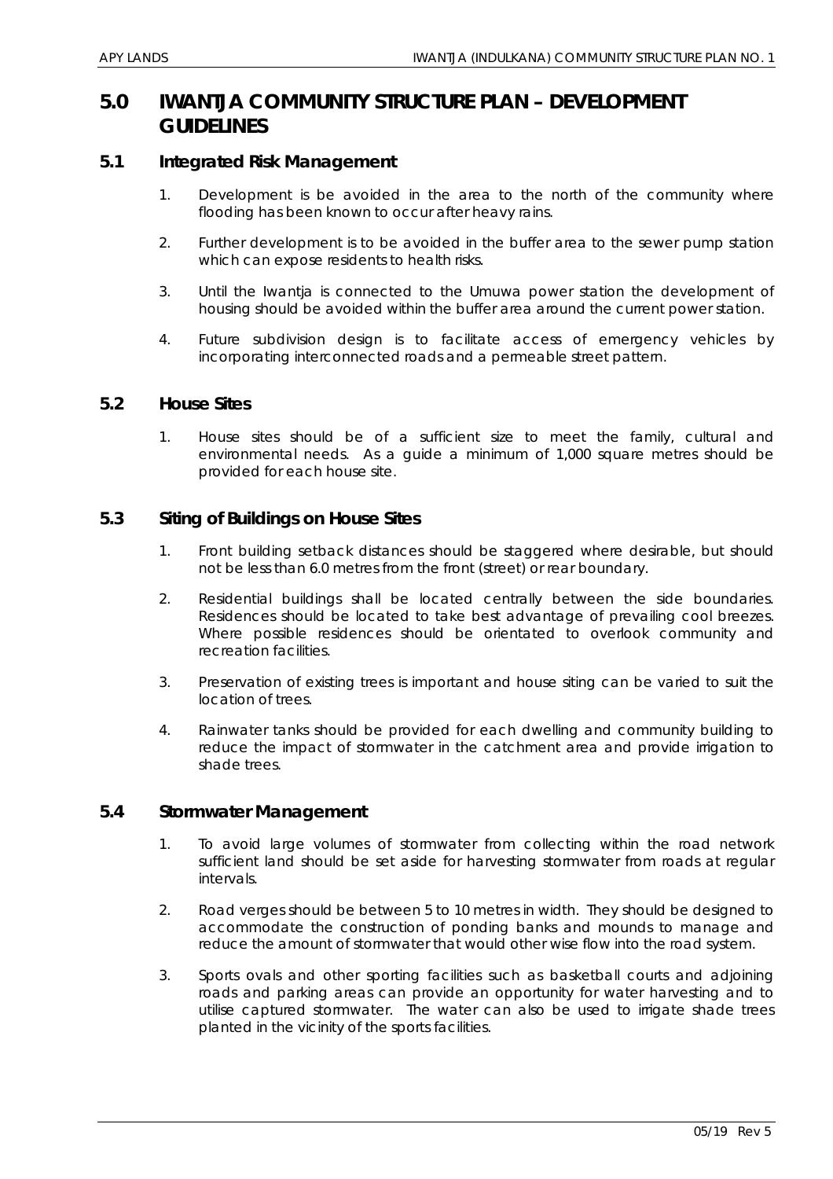# 5.0 IWANTJA COMMUNITY STRUCTURE PLAN – DEVELOPMENT GUIDELINES

## 5.1 Integrated Risk Management

1. Development is be avoided in the area to the north of the community where flooding has been known to occur after heavy rains.
2. Further development is to be avoided in the buffer area to the sewer pump station which can expose residents to health risks.
3. Until the Iwantja is connected to the Umuwa power station the development of housing should be avoided within the buffer area around the current power station.
4. Future subdivision design is to facilitate access of emergency vehicles by incorporating interconnected roads and a permeable street pattern.

## 5.2 House Sites

1. House sites should be of a sufficient size to meet the family, cultural and environmental needs. As a guide a minimum of 1,000 square metres should be provided for each house site.

## 5.3 Siting of Buildings on House Sites

1. Front building setback distances should be staggered where desirable, but should not be less than 6.0 metres from the front (street) or rear boundary.
2. Residential buildings shall be located centrally between the side boundaries. Residences should be located to take best advantage of prevailing cool breezes. Where possible residences should be orientated to overlook community and recreation facilities.
3. Preservation of existing trees is important and house siting can be varied to suit the location of trees.
4. Rainwater tanks should be provided for each dwelling and community building to reduce the impact of stormwater in the catchment area and provide irrigation to shade trees.

## 5.4 Stormwater Management

1. To avoid large volumes of stormwater from collecting within the road network sufficient land should be set aside for harvesting stormwater from roads at regular intervals.
2. Road verges should be between 5 to 10 metres in width. They should be designed to accommodate the construction of ponding banks and mounds to manage and reduce the amount of stormwater that would other wise flow into the road system.
3. Sports ovals and other sporting facilities such as basketball courts and adjoining roads and parking areas can provide an opportunity for water harvesting and to utilise captured stormwater. The water can also be used to irrigate shade trees planted in the vicinity of the sports facilities.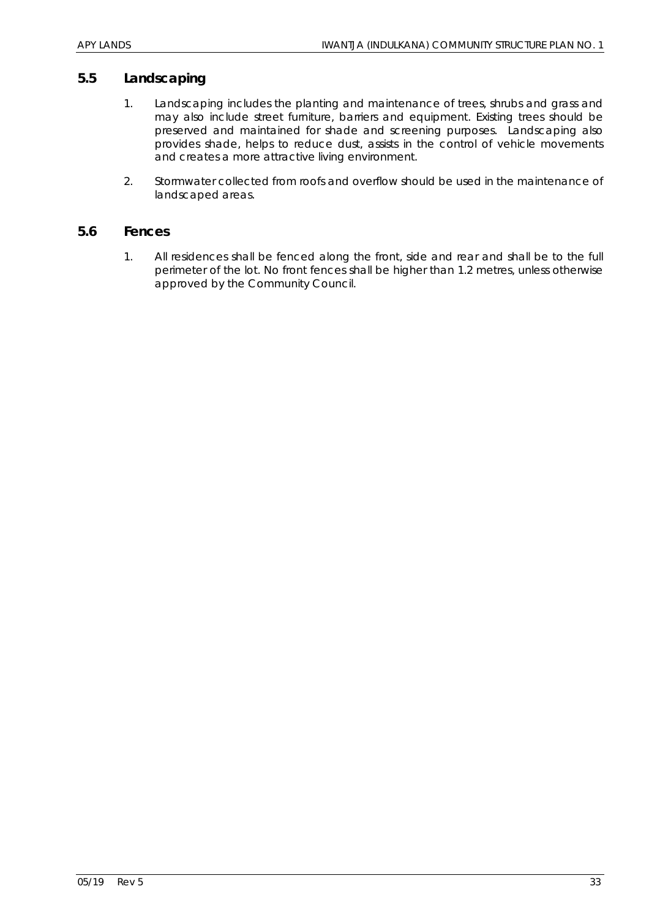## 5.5 Landscaping

1. Landscaping includes the planting and maintenance of trees, shrubs and grass and may also include street furniture, barriers and equipment. Existing trees should be preserved and maintained for shade and screening purposes. Landscaping also provides shade, helps to reduce dust, assists in the control of vehicle movements and creates a more attractive living environment.

2. Stormwater collected from roofs and overflow should be used in the maintenance of landscaped areas.

## 5.6 Fences

1. All residences shall be fenced along the front, side and rear and shall be to the full perimeter of the lot. No front fences shall be higher than 1.2 metres, unless otherwise approved by the Community Council.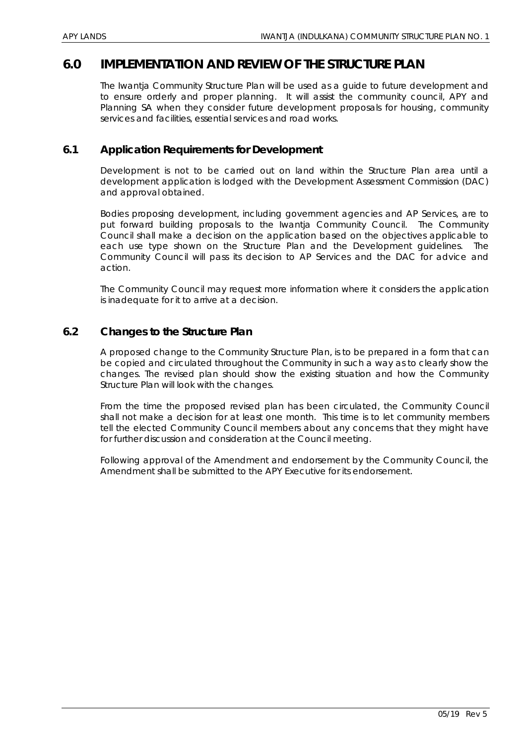# 6.0 IMPLEMENTATION AND REVIEW OF THE STRUCTURE PLAN

The Iwantja Community Structure Plan will be used as a guide to future development and to ensure orderly and proper planning. It will assist the community council, APY and Planning SA when they consider future development proposals for housing, community services and facilities, essential services and road works.

## 6.1 Application Requirements for Development

Development is not to be carried out on land within the Structure Plan area until a development application is lodged with the Development Assessment Commission (DAC) and approval obtained.

Bodies proposing development, including government agencies and AP Services, are to put forward building proposals to the Iwantja Community Council. The Community Council shall make a decision on the application based on the objectives applicable to each use type shown on the Structure Plan and the Development guidelines. The Community Council will pass its decision to AP Services and the DAC for advice and action.

The Community Council may request more information where it considers the application is inadequate for it to arrive at a decision.

## 6.2 Changes to the Structure Plan

A proposed change to the Community Structure Plan, is to be prepared in a form that can be copied and circulated throughout the Community in such a way as to clearly show the changes. The revised plan should show the existing situation and how the Community Structure Plan will look with the changes.

From the time the proposed revised plan has been circulated, the Community Council shall not make a decision for at least one month. This time is to let community members tell the elected Community Council members about any concerns that they might have for further discussion and consideration at the Council meeting.

Following approval of the Amendment and endorsement by the Community Council, the Amendment shall be submitted to the APY Executive for its endorsement.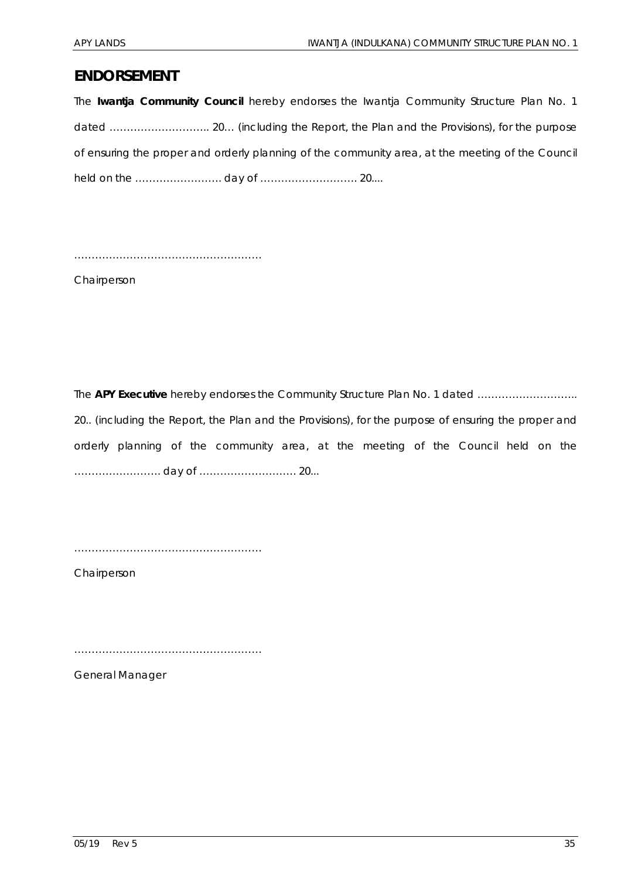## ENDORSEMENT

The **Iwantja Community Council** hereby endorses the Iwantja Community Structure Plan No. 1 dated ……………………….. 20… (including the Report, the Plan and the Provisions), for the purpose of ensuring the proper and orderly planning of the community area, at the meeting of the Council held on the ……………………. day of ………………………. 20....

………………………………………………

Chairperson

The **APY Executive** hereby endorses the Community Structure Plan No. 1 dated ……………………….. 20.. (including the Report, the Plan and the Provisions), for the purpose of ensuring the proper and orderly planning of the community area, at the meeting of the Council held on the ……………………. day of ………………………. 20...

………………………………………………

Chairperson

………………………………………………

General Manager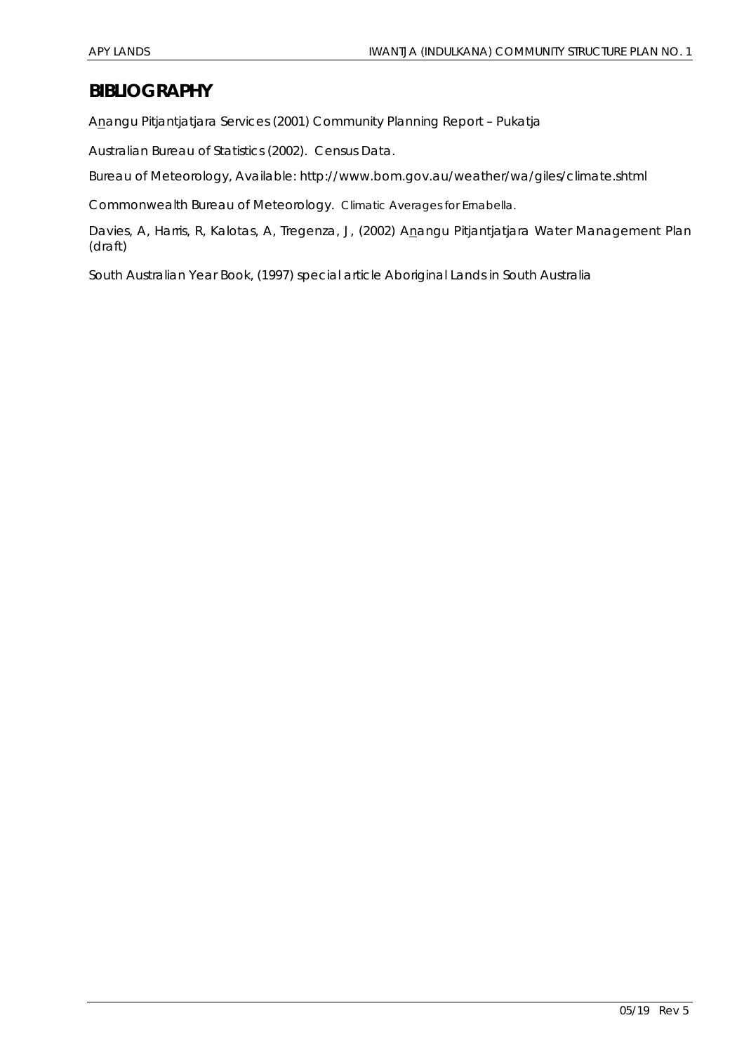# BIBLIOGRAPHY

Anangu Pitjantjatjara Services (2001) Community Planning Report – Pukatja

Australian Bureau of Statistics (2002). Census Data.

Bureau of Meteorology, Available: http://www.bom.gov.au/weather/wa/giles/climate.shtml

Commonwealth Bureau of Meteorology. Climatic Averages for Ernabella.

Davies, A, Harris, R, Kalotas, A, Tregenza, J, (2002) Anangu Pitjantjatjara Water Management Plan (draft)

South Australian Year Book, (1997) special article Aboriginal Lands in South Australia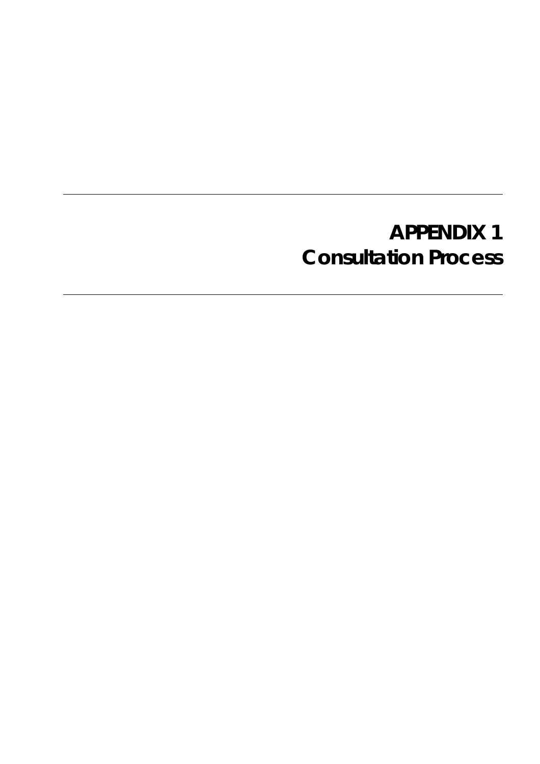---

# APPENDIX 1
# Consultation Process

---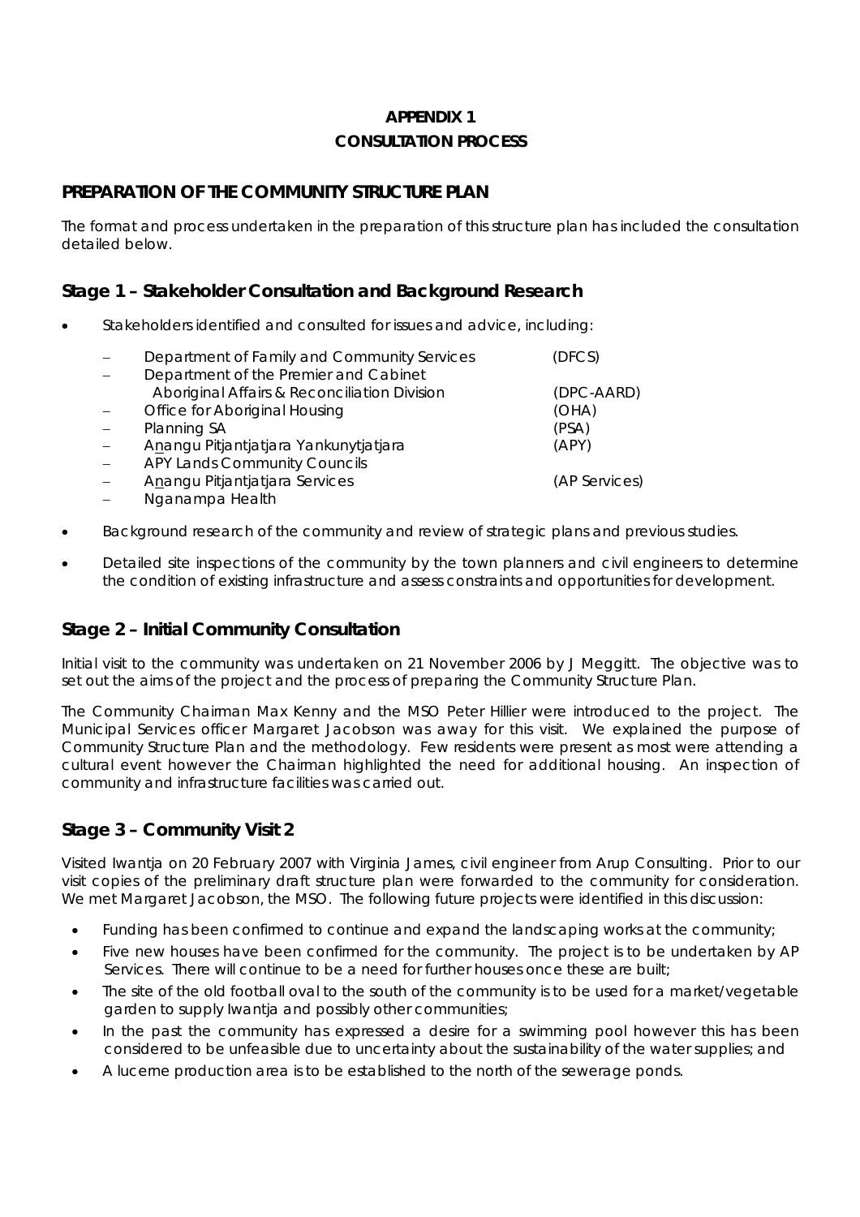**APPENDIX 1**

**CONSULTATION PROCESS**

## PREPARATION OF THE COMMUNITY STRUCTURE PLAN

The format and process undertaken in the preparation of this structure plan has included the consultation detailed below.

### Stage 1 – Stakeholder Consultation and Background Research

- Stakeholders identified and consulted for issues and advice, including:
  - Department of Family and Community Services (DFCS)
  - Department of the Premier and Cabinet Aboriginal Affairs & Reconciliation Division (DPC-AARD)
  - Office for Aboriginal Housing (OHA)
  - Planning SA (PSA)
  - Anangu Pitjantjatjara Yankunytjatjara (APY)
  - APY Lands Community Councils
  - Anangu Pitjantjatjara Services (AP Services)
  - Nganampa Health
- Background research of the community and review of strategic plans and previous studies.
- Detailed site inspections of the community by the town planners and civil engineers to determine the condition of existing infrastructure and assess constraints and opportunities for development.

### Stage 2 – Initial Community Consultation

Initial visit to the community was undertaken on 21 November 2006 by J Meggitt. The objective was to set out the aims of the project and the process of preparing the Community Structure Plan.

The Community Chairman Max Kenny and the MSO Peter Hillier were introduced to the project. The Municipal Services officer Margaret Jacobson was away for this visit. We explained the purpose of Community Structure Plan and the methodology. Few residents were present as most were attending a cultural event however the Chairman highlighted the need for additional housing. An inspection of community and infrastructure facilities was carried out.

### Stage 3 – Community Visit 2

Visited Iwantja on 20 February 2007 with Virginia James, civil engineer from Arup Consulting. Prior to our visit copies of the preliminary draft structure plan were forwarded to the community for consideration. We met Margaret Jacobson, the MSO. The following future projects were identified in this discussion:

- Funding has been confirmed to continue and expand the landscaping works at the community;
- Five new houses have been confirmed for the community. The project is to be undertaken by AP Services. There will continue to be a need for further houses once these are built;
- The site of the old football oval to the south of the community is to be used for a market/vegetable garden to supply Iwantja and possibly other communities;
- In the past the community has expressed a desire for a swimming pool however this has been considered to be unfeasible due to uncertainty about the sustainability of the water supplies; and
- A lucerne production area is to be established to the north of the sewerage ponds.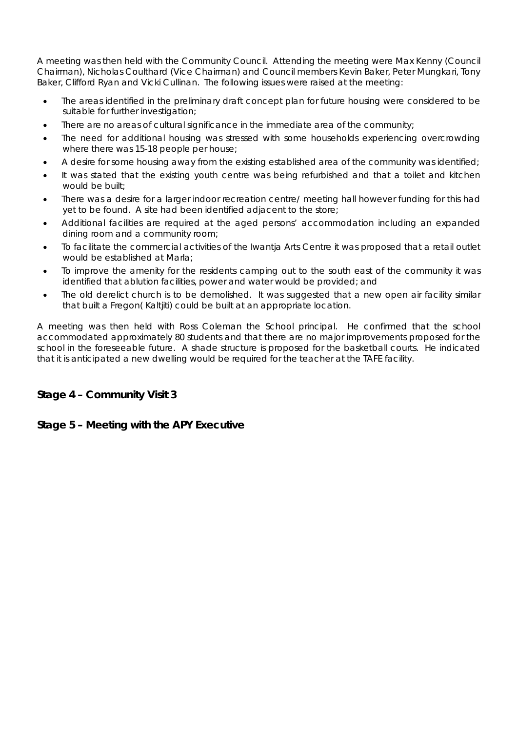A meeting was then held with the Community Council. Attending the meeting were Max Kenny (Council Chairman), Nicholas Coulthard (Vice Chairman) and Council members Kevin Baker, Peter Mungkari, Tony Baker, Clifford Ryan and Vicki Cullinan. The following issues were raised at the meeting:

- The areas identified in the preliminary draft concept plan for future housing were considered to be suitable for further investigation;
- There are no areas of cultural significance in the immediate area of the community;
- The need for additional housing was stressed with some households experiencing overcrowding where there was 15-18 people per house;
- A desire for some housing away from the existing established area of the community was identified;
- It was stated that the existing youth centre was being refurbished and that a toilet and kitchen would be built;
- There was a desire for a larger indoor recreation centre/ meeting hall however funding for this had yet to be found. A site had been identified adjacent to the store;
- Additional facilities are required at the aged persons' accommodation including an expanded dining room and a community room;
- To facilitate the commercial activities of the Iwantja Arts Centre it was proposed that a retail outlet would be established at Marla;
- To improve the amenity for the residents camping out to the south east of the community it was identified that ablution facilities, power and water would be provided; and
- The old derelict church is to be demolished. It was suggested that a new open air facility similar that built a Fregon( Kaltjiti) could be built at an appropriate location.

A meeting was then held with Ross Coleman the School principal. He confirmed that the school accommodated approximately 80 students and that there are no major improvements proposed for the school in the foreseeable future. A shade structure is proposed for the basketball courts. He indicated that it is anticipated a new dwelling would be required for the teacher at the TAFE facility.

## Stage 4 – Community Visit 3

## Stage 5 – Meeting with the APY Executive